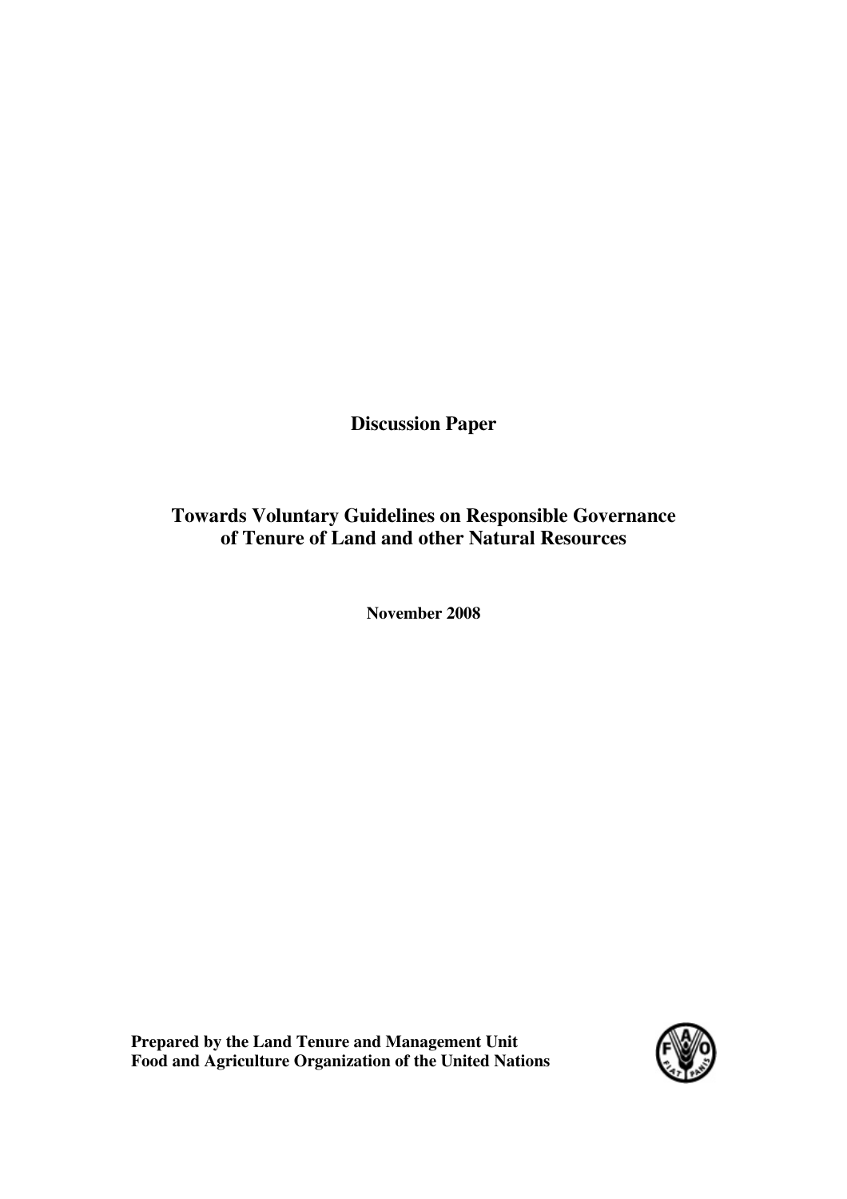**Discussion Paper**

# Towards Voluntary Guidelines on Responsible Governance of Tenure of Land and other Natural Resources

**November 2008**

**Prepared by the Land Tenure and Management Unit**
**Food and Agriculture Organization of the United Nations**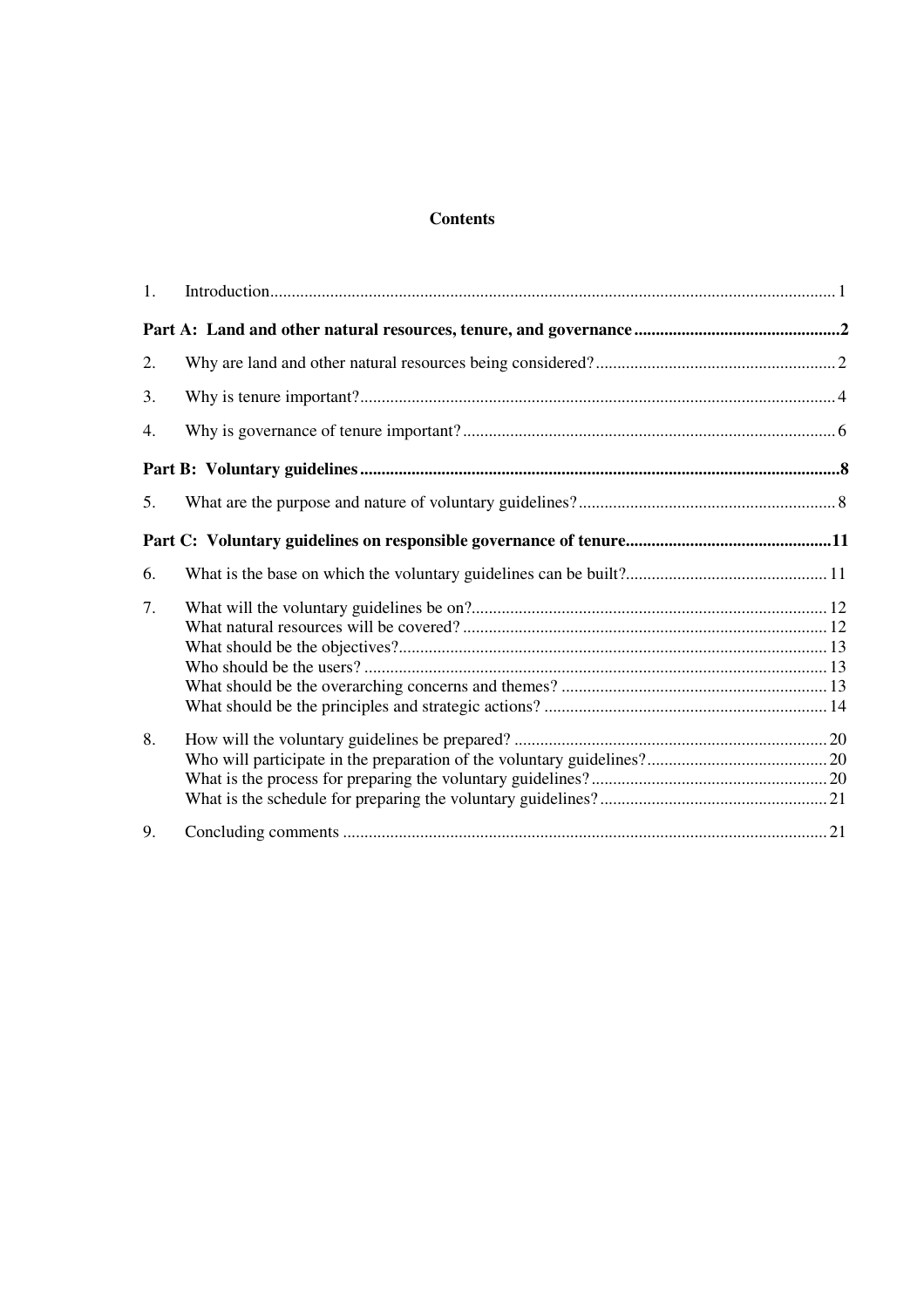# Contents

| | | |
|---|---|---|
| 1. | Introduction | 1 |
| **Part A: Land and other natural resources, tenure, and governance** | | **2** |
| 2. | Why are land and other natural resources being considered? | 2 |
| 3. | Why is tenure important? | 4 |
| 4. | Why is governance of tenure important? | 6 |
| **Part B: Voluntary guidelines** | | **8** |
| 5. | What are the purpose and nature of voluntary guidelines? | 8 |
| **Part C: Voluntary guidelines on responsible governance of tenure** | | **11** |
| 6. | What is the base on which the voluntary guidelines can be built? | 11 |
| 7. | What will the voluntary guidelines be on? | 12 |
| | What natural resources will be covered? | 12 |
| | What should be the objectives? | 13 |
| | Who should be the users? | 13 |
| | What should be the overarching concerns and themes? | 13 |
| | What should be the principles and strategic actions? | 14 |
| 8. | How will the voluntary guidelines be prepared? | 20 |
| | Who will participate in the preparation of the voluntary guidelines? | 20 |
| | What is the process for preparing the voluntary guidelines? | 20 |
| | What is the schedule for preparing the voluntary guidelines? | 21 |
| 9. | Concluding comments | 21 |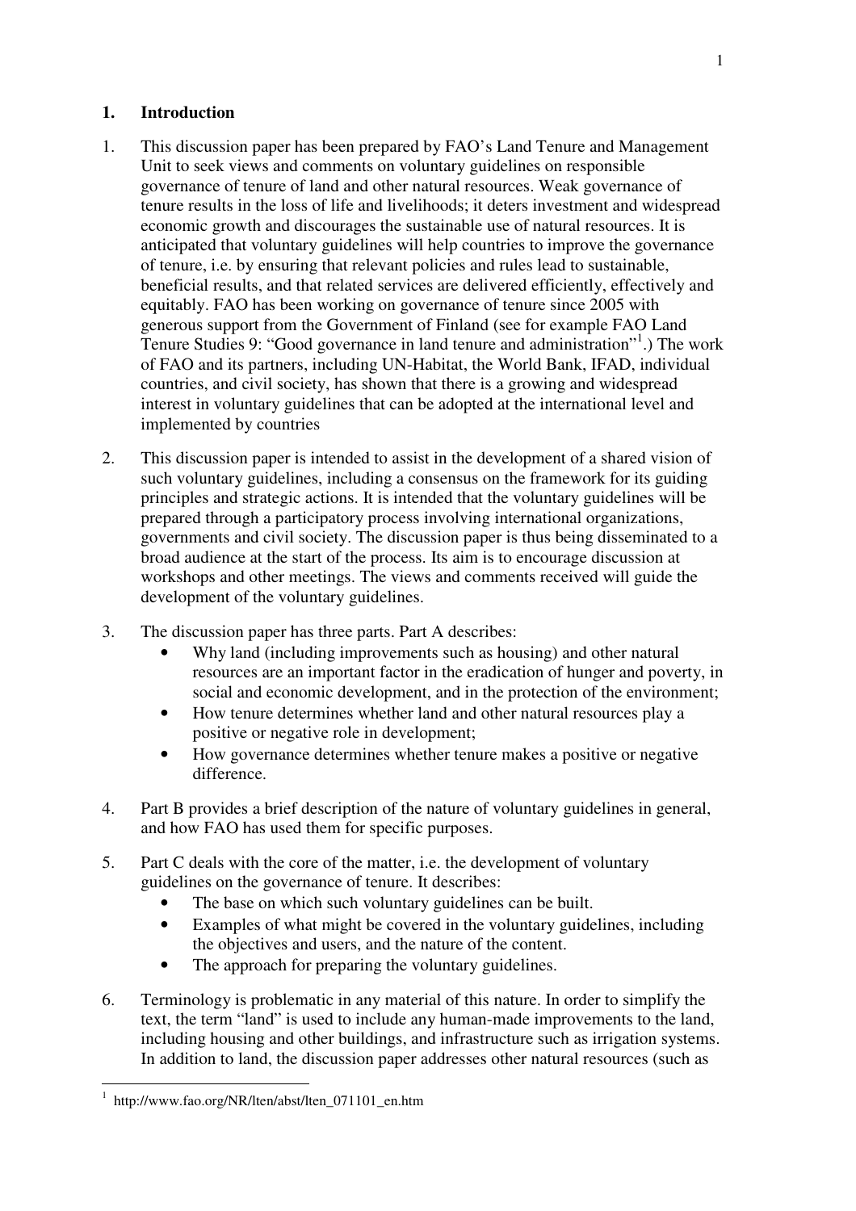## 1. Introduction

1. This discussion paper has been prepared by FAO's Land Tenure and Management Unit to seek views and comments on voluntary guidelines on responsible governance of tenure of land and other natural resources. Weak governance of tenure results in the loss of life and livelihoods; it deters investment and widespread economic growth and discourages the sustainable use of natural resources. It is anticipated that voluntary guidelines will help countries to improve the governance of tenure, i.e. by ensuring that relevant policies and rules lead to sustainable, beneficial results, and that related services are delivered efficiently, effectively and equitably. FAO has been working on governance of tenure since 2005 with generous support from the Government of Finland (see for example FAO Land Tenure Studies 9: "Good governance in land tenure and administration"[1].) The work of FAO and its partners, including UN-Habitat, the World Bank, IFAD, individual countries, and civil society, has shown that there is a growing and widespread interest in voluntary guidelines that can be adopted at the international level and implemented by countries

2. This discussion paper is intended to assist in the development of a shared vision of such voluntary guidelines, including a consensus on the framework for its guiding principles and strategic actions. It is intended that the voluntary guidelines will be prepared through a participatory process involving international organizations, governments and civil society. The discussion paper is thus being disseminated to a broad audience at the start of the process. Its aim is to encourage discussion at workshops and other meetings. The views and comments received will guide the development of the voluntary guidelines.

3. The discussion paper has three parts. Part A describes:
   - Why land (including improvements such as housing) and other natural resources are an important factor in the eradication of hunger and poverty, in social and economic development, and in the protection of the environment;
   - How tenure determines whether land and other natural resources play a positive or negative role in development;
   - How governance determines whether tenure makes a positive or negative difference.

4. Part B provides a brief description of the nature of voluntary guidelines in general, and how FAO has used them for specific purposes.

5. Part C deals with the core of the matter, i.e. the development of voluntary guidelines on the governance of tenure. It describes:
   - The base on which such voluntary guidelines can be built.
   - Examples of what might be covered in the voluntary guidelines, including the objectives and users, and the nature of the content.
   - The approach for preparing the voluntary guidelines.

6. Terminology is problematic in any material of this nature. In order to simplify the text, the term "land" is used to include any human-made improvements to the land, including housing and other buildings, and infrastructure such as irrigation systems. In addition to land, the discussion paper addresses other natural resources (such as

---

[1] http://www.fao.org/NR/lten/abst/lten_071101_en.htm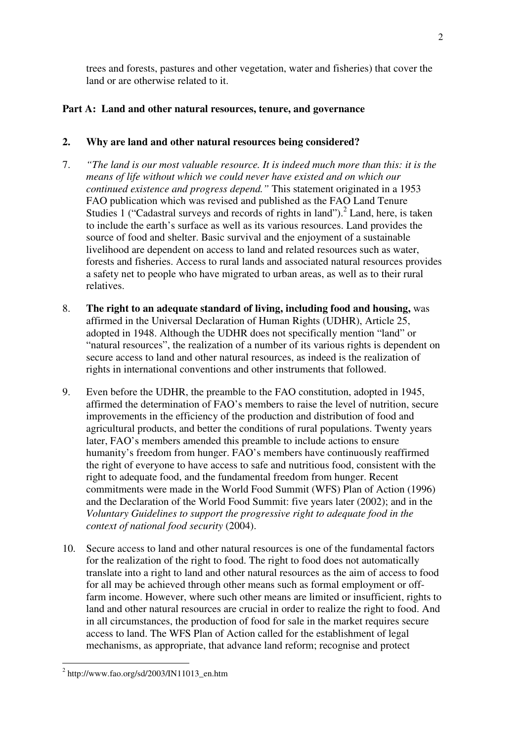trees and forests, pastures and other vegetation, water and fisheries) that cover the land or are otherwise related to it.

## Part A: Land and other natural resources, tenure, and governance

### 2. Why are land and other natural resources being considered?

7. *"The land is our most valuable resource. It is indeed much more than this: it is the means of life without which we could never have existed and on which our continued existence and progress depend."* This statement originated in a 1953 FAO publication which was revised and published as the FAO Land Tenure Studies 1 ("Cadastral surveys and records of rights in land").[2] Land, here, is taken to include the earth's surface as well as its various resources. Land provides the source of food and shelter. Basic survival and the enjoyment of a sustainable livelihood are dependent on access to land and related resources such as water, forests and fisheries. Access to rural lands and associated natural resources provides a safety net to people who have migrated to urban areas, as well as to their rural relatives.

8. **The right to an adequate standard of living, including food and housing,** was affirmed in the Universal Declaration of Human Rights (UDHR), Article 25, adopted in 1948. Although the UDHR does not specifically mention "land" or "natural resources", the realization of a number of its various rights is dependent on secure access to land and other natural resources, as indeed is the realization of rights in international conventions and other instruments that followed.

9. Even before the UDHR, the preamble to the FAO constitution, adopted in 1945, affirmed the determination of FAO's members to raise the level of nutrition, secure improvements in the efficiency of the production and distribution of food and agricultural products, and better the conditions of rural populations. Twenty years later, FAO's members amended this preamble to include actions to ensure humanity's freedom from hunger. FAO's members have continuously reaffirmed the right of everyone to have access to safe and nutritious food, consistent with the right to adequate food, and the fundamental freedom from hunger. Recent commitments were made in the World Food Summit (WFS) Plan of Action (1996) and the Declaration of the World Food Summit: five years later (2002); and in the *Voluntary Guidelines to support the progressive right to adequate food in the context of national food security* (2004).

10. Secure access to land and other natural resources is one of the fundamental factors for the realization of the right to food. The right to food does not automatically translate into a right to land and other natural resources as the aim of access to food for all may be achieved through other means such as formal employment or off-farm income. However, where such other means are limited or insufficient, rights to land and other natural resources are crucial in order to realize the right to food. And in all circumstances, the production of food for sale in the market requires secure access to land. The WFS Plan of Action called for the establishment of legal mechanisms, as appropriate, that advance land reform; recognise and protect

[2] http://www.fao.org/sd/2003/IN11013_en.htm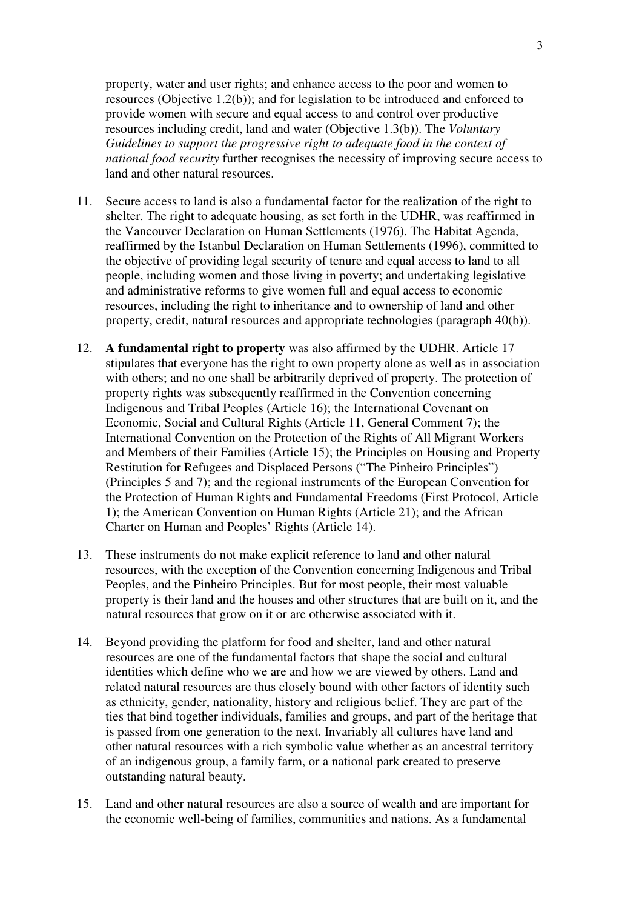property, water and user rights; and enhance access to the poor and women to resources (Objective 1.2(b)); and for legislation to be introduced and enforced to provide women with secure and equal access to and control over productive resources including credit, land and water (Objective 1.3(b)). The *Voluntary Guidelines to support the progressive right to adequate food in the context of national food security* further recognises the necessity of improving secure access to land and other natural resources.

11. Secure access to land is also a fundamental factor for the realization of the right to shelter. The right to adequate housing, as set forth in the UDHR, was reaffirmed in the Vancouver Declaration on Human Settlements (1976). The Habitat Agenda, reaffirmed by the Istanbul Declaration on Human Settlements (1996), committed to the objective of providing legal security of tenure and equal access to land to all people, including women and those living in poverty; and undertaking legislative and administrative reforms to give women full and equal access to economic resources, including the right to inheritance and to ownership of land and other property, credit, natural resources and appropriate technologies (paragraph 40(b)).

12. **A fundamental right to property** was also affirmed by the UDHR. Article 17 stipulates that everyone has the right to own property alone as well as in association with others; and no one shall be arbitrarily deprived of property. The protection of property rights was subsequently reaffirmed in the Convention concerning Indigenous and Tribal Peoples (Article 16); the International Covenant on Economic, Social and Cultural Rights (Article 11, General Comment 7); the International Convention on the Protection of the Rights of All Migrant Workers and Members of their Families (Article 15); the Principles on Housing and Property Restitution for Refugees and Displaced Persons ("The Pinheiro Principles") (Principles 5 and 7); and the regional instruments of the European Convention for the Protection of Human Rights and Fundamental Freedoms (First Protocol, Article 1); the American Convention on Human Rights (Article 21); and the African Charter on Human and Peoples' Rights (Article 14).

13. These instruments do not make explicit reference to land and other natural resources, with the exception of the Convention concerning Indigenous and Tribal Peoples, and the Pinheiro Principles. But for most people, their most valuable property is their land and the houses and other structures that are built on it, and the natural resources that grow on it or are otherwise associated with it.

14. Beyond providing the platform for food and shelter, land and other natural resources are one of the fundamental factors that shape the social and cultural identities which define who we are and how we are viewed by others. Land and related natural resources are thus closely bound with other factors of identity such as ethnicity, gender, nationality, history and religious belief. They are part of the ties that bind together individuals, families and groups, and part of the heritage that is passed from one generation to the next. Invariably all cultures have land and other natural resources with a rich symbolic value whether as an ancestral territory of an indigenous group, a family farm, or a national park created to preserve outstanding natural beauty.

15. Land and other natural resources are also a source of wealth and are important for the economic well-being of families, communities and nations. As a fundamental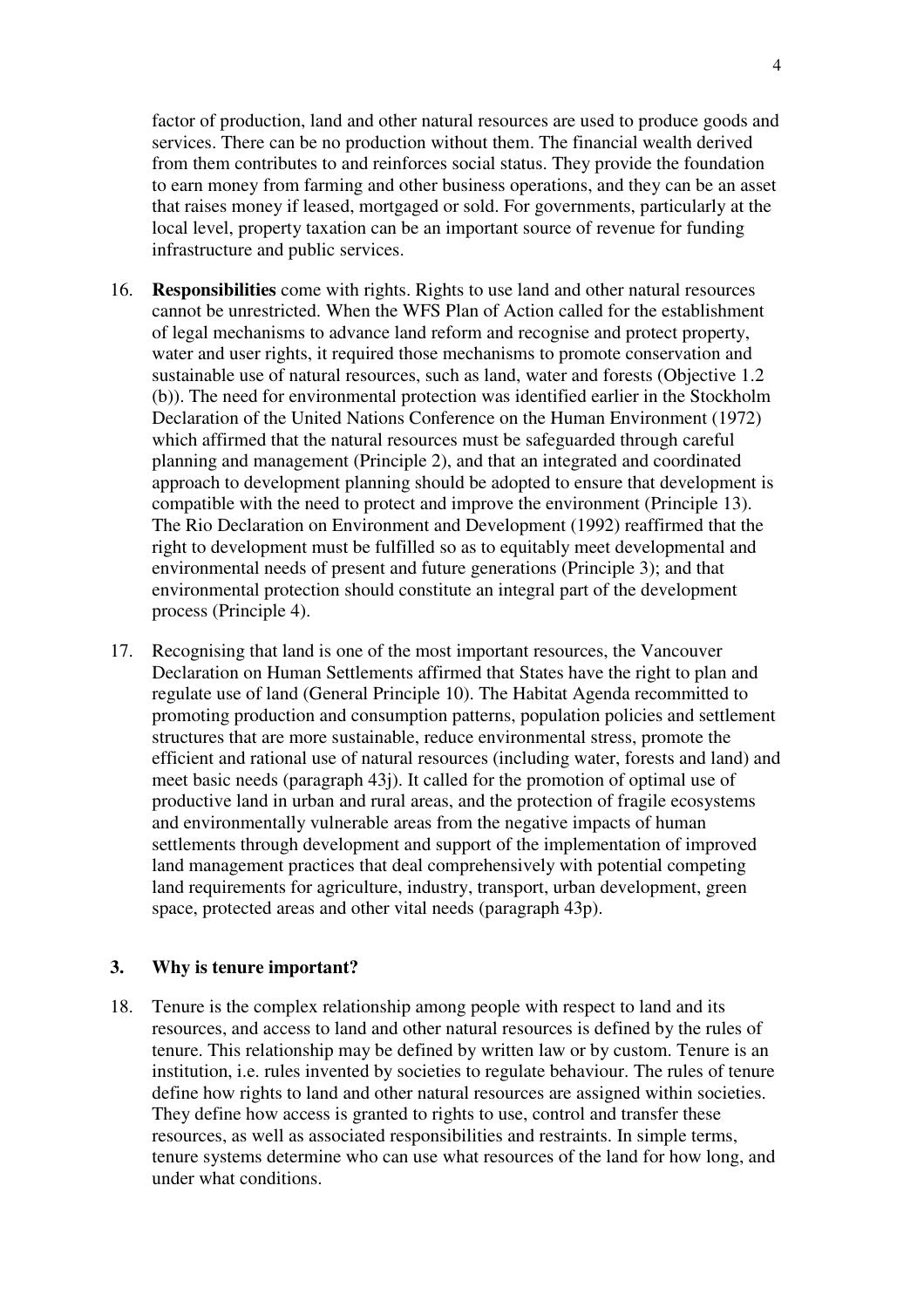factor of production, land and other natural resources are used to produce goods and services. There can be no production without them. The financial wealth derived from them contributes to and reinforces social status. They provide the foundation to earn money from farming and other business operations, and they can be an asset that raises money if leased, mortgaged or sold. For governments, particularly at the local level, property taxation can be an important source of revenue for funding infrastructure and public services.

16. **Responsibilities** come with rights. Rights to use land and other natural resources cannot be unrestricted. When the WFS Plan of Action called for the establishment of legal mechanisms to advance land reform and recognise and protect property, water and user rights, it required those mechanisms to promote conservation and sustainable use of natural resources, such as land, water and forests (Objective 1.2 (b)). The need for environmental protection was identified earlier in the Stockholm Declaration of the United Nations Conference on the Human Environment (1972) which affirmed that the natural resources must be safeguarded through careful planning and management (Principle 2), and that an integrated and coordinated approach to development planning should be adopted to ensure that development is compatible with the need to protect and improve the environment (Principle 13). The Rio Declaration on Environment and Development (1992) reaffirmed that the right to development must be fulfilled so as to equitably meet developmental and environmental needs of present and future generations (Principle 3); and that environmental protection should constitute an integral part of the development process (Principle 4).

17. Recognising that land is one of the most important resources, the Vancouver Declaration on Human Settlements affirmed that States have the right to plan and regulate use of land (General Principle 10). The Habitat Agenda recommitted to promoting production and consumption patterns, population policies and settlement structures that are more sustainable, reduce environmental stress, promote the efficient and rational use of natural resources (including water, forests and land) and meet basic needs (paragraph 43j). It called for the promotion of optimal use of productive land in urban and rural areas, and the protection of fragile ecosystems and environmentally vulnerable areas from the negative impacts of human settlements through development and support of the implementation of improved land management practices that deal comprehensively with potential competing land requirements for agriculture, industry, transport, urban development, green space, protected areas and other vital needs (paragraph 43p).

### 3. Why is tenure important?

18. Tenure is the complex relationship among people with respect to land and its resources, and access to land and other natural resources is defined by the rules of tenure. This relationship may be defined by written law or by custom. Tenure is an institution, i.e. rules invented by societies to regulate behaviour. The rules of tenure define how rights to land and other natural resources are assigned within societies. They define how access is granted to rights to use, control and transfer these resources, as well as associated responsibilities and restraints. In simple terms, tenure systems determine who can use what resources of the land for how long, and under what conditions.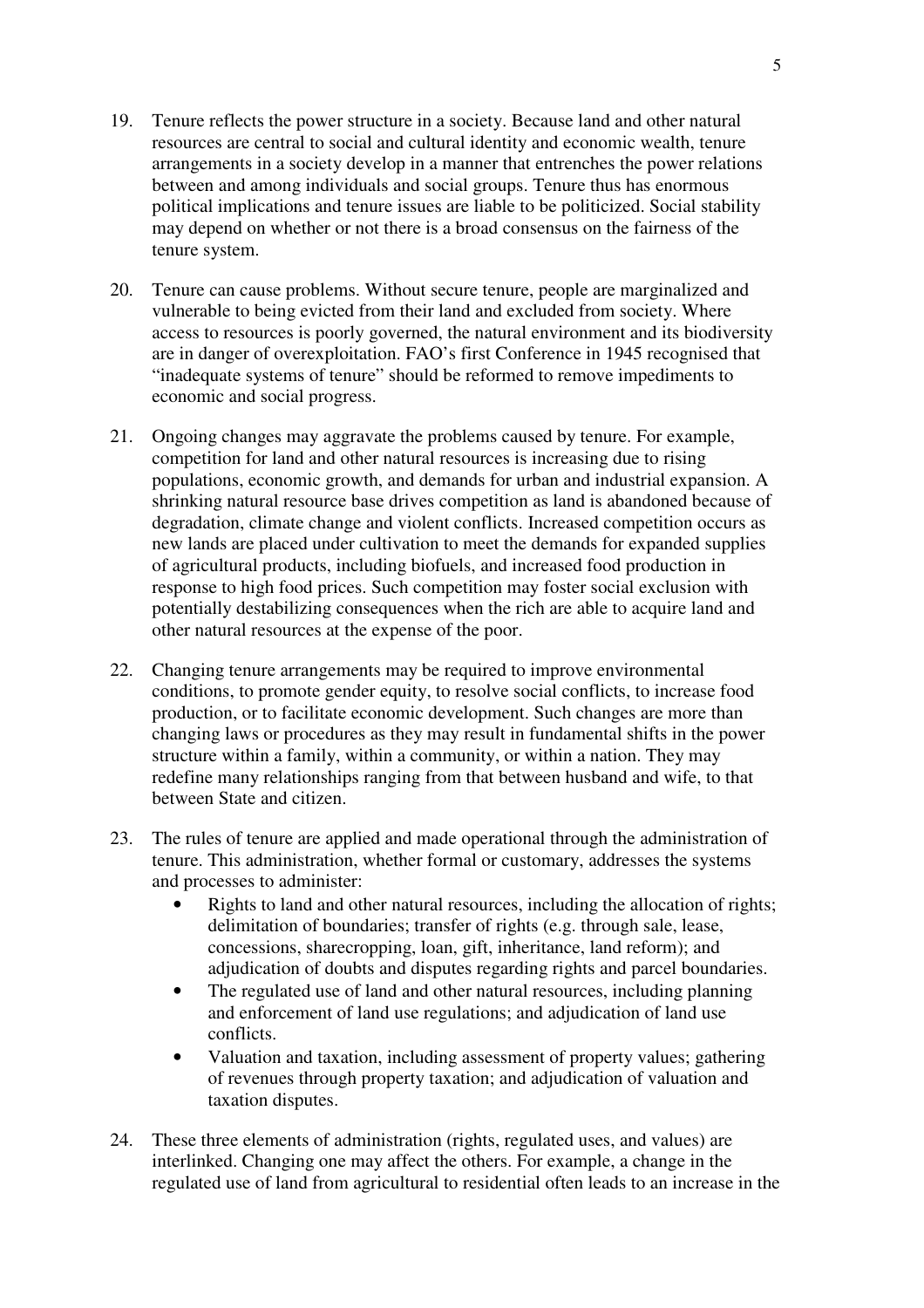19. Tenure reflects the power structure in a society. Because land and other natural resources are central to social and cultural identity and economic wealth, tenure arrangements in a society develop in a manner that entrenches the power relations between and among individuals and social groups. Tenure thus has enormous political implications and tenure issues are liable to be politicized. Social stability may depend on whether or not there is a broad consensus on the fairness of the tenure system.

20. Tenure can cause problems. Without secure tenure, people are marginalized and vulnerable to being evicted from their land and excluded from society. Where access to resources is poorly governed, the natural environment and its biodiversity are in danger of overexploitation. FAO's first Conference in 1945 recognised that "inadequate systems of tenure" should be reformed to remove impediments to economic and social progress.

21. Ongoing changes may aggravate the problems caused by tenure. For example, competition for land and other natural resources is increasing due to rising populations, economic growth, and demands for urban and industrial expansion. A shrinking natural resource base drives competition as land is abandoned because of degradation, climate change and violent conflicts. Increased competition occurs as new lands are placed under cultivation to meet the demands for expanded supplies of agricultural products, including biofuels, and increased food production in response to high food prices. Such competition may foster social exclusion with potentially destabilizing consequences when the rich are able to acquire land and other natural resources at the expense of the poor.

22. Changing tenure arrangements may be required to improve environmental conditions, to promote gender equity, to resolve social conflicts, to increase food production, or to facilitate economic development. Such changes are more than changing laws or procedures as they may result in fundamental shifts in the power structure within a family, within a community, or within a nation. They may redefine many relationships ranging from that between husband and wife, to that between State and citizen.

23. The rules of tenure are applied and made operational through the administration of tenure. This administration, whether formal or customary, addresses the systems and processes to administer:
    - Rights to land and other natural resources, including the allocation of rights; delimitation of boundaries; transfer of rights (e.g. through sale, lease, concessions, sharecropping, loan, gift, inheritance, land reform); and adjudication of doubts and disputes regarding rights and parcel boundaries.
    - The regulated use of land and other natural resources, including planning and enforcement of land use regulations; and adjudication of land use conflicts.
    - Valuation and taxation, including assessment of property values; gathering of revenues through property taxation; and adjudication of valuation and taxation disputes.

24. These three elements of administration (rights, regulated uses, and values) are interlinked. Changing one may affect the others. For example, a change in the regulated use of land from agricultural to residential often leads to an increase in the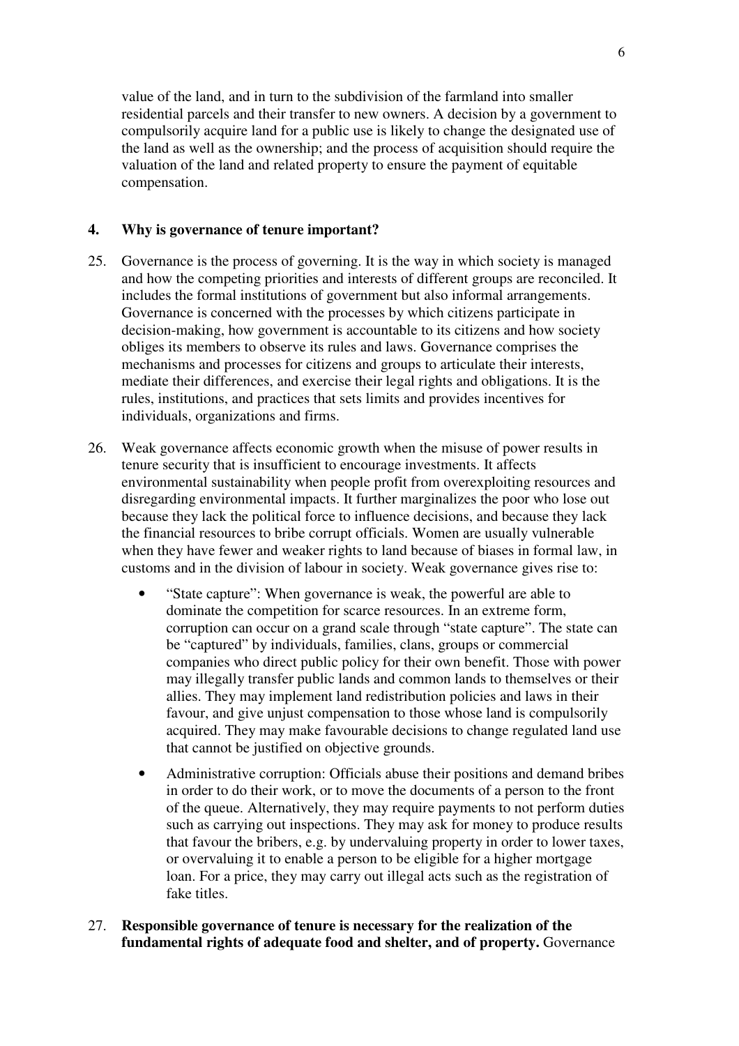value of the land, and in turn to the subdivision of the farmland into smaller residential parcels and their transfer to new owners. A decision by a government to compulsorily acquire land for a public use is likely to change the designated use of the land as well as the ownership; and the process of acquisition should require the valuation of the land and related property to ensure the payment of equitable compensation.

## 4. Why is governance of tenure important?

25. Governance is the process of governing. It is the way in which society is managed and how the competing priorities and interests of different groups are reconciled. It includes the formal institutions of government but also informal arrangements. Governance is concerned with the processes by which citizens participate in decision-making, how government is accountable to its citizens and how society obliges its members to observe its rules and laws. Governance comprises the mechanisms and processes for citizens and groups to articulate their interests, mediate their differences, and exercise their legal rights and obligations. It is the rules, institutions, and practices that sets limits and provides incentives for individuals, organizations and firms.

26. Weak governance affects economic growth when the misuse of power results in tenure security that is insufficient to encourage investments. It affects environmental sustainability when people profit from overexploiting resources and disregarding environmental impacts. It further marginalizes the poor who lose out because they lack the political force to influence decisions, and because they lack the financial resources to bribe corrupt officials. Women are usually vulnerable when they have fewer and weaker rights to land because of biases in formal law, in customs and in the division of labour in society. Weak governance gives rise to:

    - "State capture": When governance is weak, the powerful are able to dominate the competition for scarce resources. In an extreme form, corruption can occur on a grand scale through "state capture". The state can be "captured" by individuals, families, clans, groups or commercial companies who direct public policy for their own benefit. Those with power may illegally transfer public lands and common lands to themselves or their allies. They may implement land redistribution policies and laws in their favour, and give unjust compensation to those whose land is compulsorily acquired. They may make favourable decisions to change regulated land use that cannot be justified on objective grounds.
    - Administrative corruption: Officials abuse their positions and demand bribes in order to do their work, or to move the documents of a person to the front of the queue. Alternatively, they may require payments to not perform duties such as carrying out inspections. They may ask for money to produce results that favour the bribers, e.g. by undervaluing property in order to lower taxes, or overvaluing it to enable a person to be eligible for a higher mortgage loan. For a price, they may carry out illegal acts such as the registration of fake titles.

27. **Responsible governance of tenure is necessary for the realization of the fundamental rights of adequate food and shelter, and of property.** Governance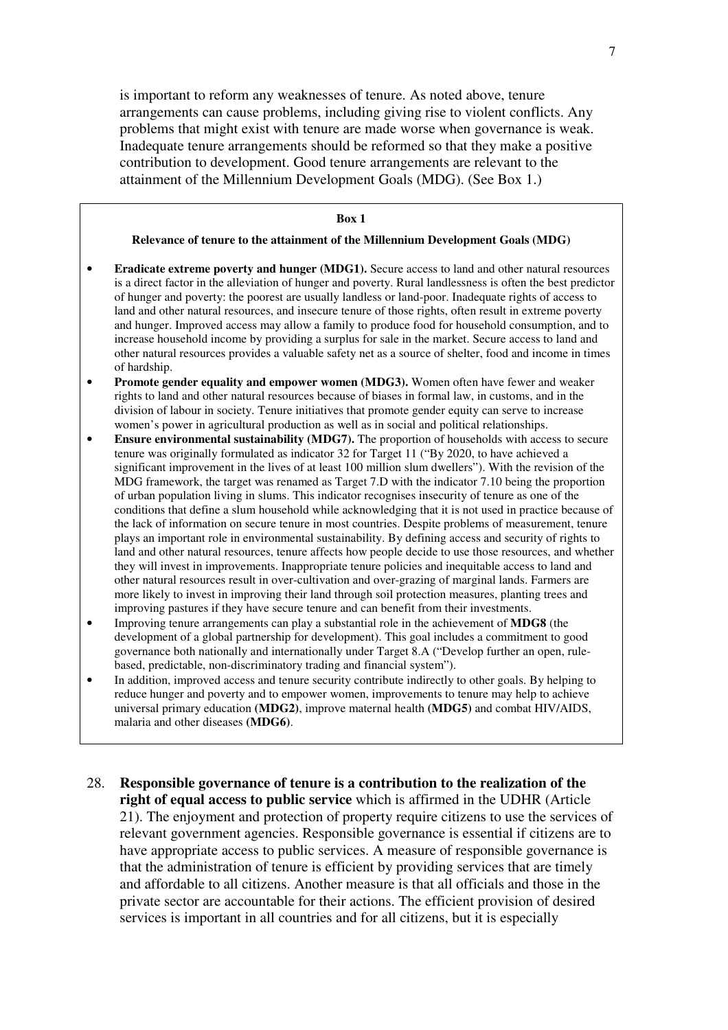is important to reform any weaknesses of tenure. As noted above, tenure arrangements can cause problems, including giving rise to violent conflicts. Any problems that might exist with tenure are made worse when governance is weak. Inadequate tenure arrangements should be reformed so that they make a positive contribution to development. Good tenure arrangements are relevant to the attainment of the Millennium Development Goals (MDG). (See Box 1.)

**Box 1**

**Relevance of tenure to the attainment of the Millennium Development Goals (MDG)**

- **Eradicate extreme poverty and hunger (MDG1).** Secure access to land and other natural resources is a direct factor in the alleviation of hunger and poverty. Rural landlessness is often the best predictor of hunger and poverty: the poorest are usually landless or land-poor. Inadequate rights of access to land and other natural resources, and insecure tenure of those rights, often result in extreme poverty and hunger. Improved access may allow a family to produce food for household consumption, and to increase household income by providing a surplus for sale in the market. Secure access to land and other natural resources provides a valuable safety net as a source of shelter, food and income in times of hardship.
- **Promote gender equality and empower women (MDG3).** Women often have fewer and weaker rights to land and other natural resources because of biases in formal law, in customs, and in the division of labour in society. Tenure initiatives that promote gender equity can serve to increase women's power in agricultural production as well as in social and political relationships.
- **Ensure environmental sustainability (MDG7).** The proportion of households with access to secure tenure was originally formulated as indicator 32 for Target 11 ("By 2020, to have achieved a significant improvement in the lives of at least 100 million slum dwellers"). With the revision of the MDG framework, the target was renamed as Target 7.D with the indicator 7.10 being the proportion of urban population living in slums. This indicator recognises insecurity of tenure as one of the conditions that define a slum household while acknowledging that it is not used in practice because of the lack of information on secure tenure in most countries. Despite problems of measurement, tenure plays an important role in environmental sustainability. By defining access and security of rights to land and other natural resources, tenure affects how people decide to use those resources, and whether they will invest in improvements. Inappropriate tenure policies and inequitable access to land and other natural resources result in over-cultivation and over-grazing of marginal lands. Farmers are more likely to invest in improving their land through soil protection measures, planting trees and improving pastures if they have secure tenure and can benefit from their investments.
- Improving tenure arrangements can play a substantial role in the achievement of **MDG8** (the development of a global partnership for development). This goal includes a commitment to good governance both nationally and internationally under Target 8.A ("Develop further an open, rule-based, predictable, non-discriminatory trading and financial system").
- In addition, improved access and tenure security contribute indirectly to other goals. By helping to reduce hunger and poverty and to empower women, improvements to tenure may help to achieve universal primary education **(MDG2)**, improve maternal health **(MDG5)** and combat HIV/AIDS, malaria and other diseases **(MDG6)**.

28. **Responsible governance of tenure is a contribution to the realization of the right of equal access to public service** which is affirmed in the UDHR (Article 21). The enjoyment and protection of property require citizens to use the services of relevant government agencies. Responsible governance is essential if citizens are to have appropriate access to public services. A measure of responsible governance is that the administration of tenure is efficient by providing services that are timely and affordable to all citizens. Another measure is that all officials and those in the private sector are accountable for their actions. The efficient provision of desired services is important in all countries and for all citizens, but it is especially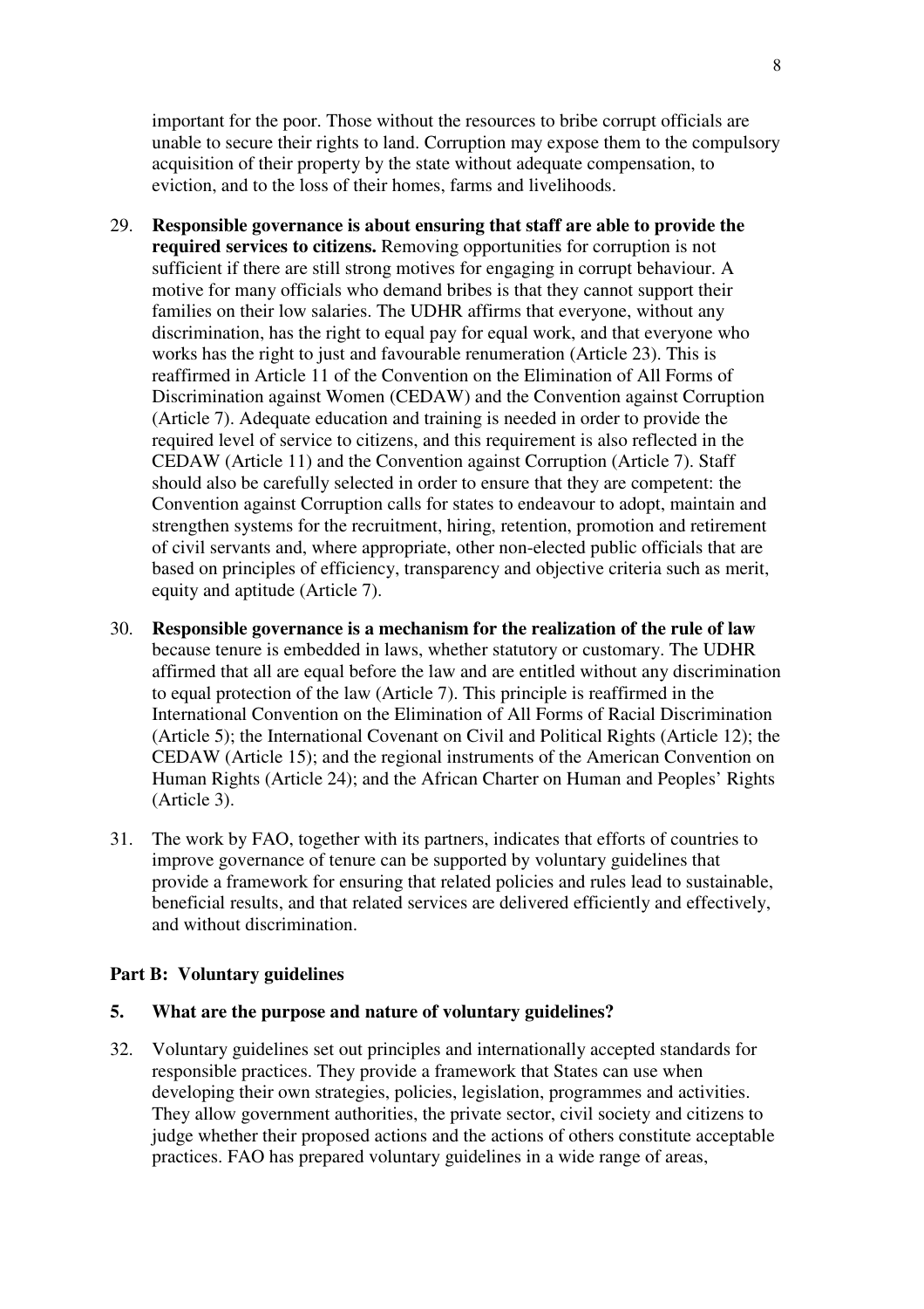important for the poor. Those without the resources to bribe corrupt officials are unable to secure their rights to land. Corruption may expose them to the compulsory acquisition of their property by the state without adequate compensation, to eviction, and to the loss of their homes, farms and livelihoods.

29. **Responsible governance is about ensuring that staff are able to provide the required services to citizens.** Removing opportunities for corruption is not sufficient if there are still strong motives for engaging in corrupt behaviour. A motive for many officials who demand bribes is that they cannot support their families on their low salaries. The UDHR affirms that everyone, without any discrimination, has the right to equal pay for equal work, and that everyone who works has the right to just and favourable renumeration (Article 23). This is reaffirmed in Article 11 of the Convention on the Elimination of All Forms of Discrimination against Women (CEDAW) and the Convention against Corruption (Article 7). Adequate education and training is needed in order to provide the required level of service to citizens, and this requirement is also reflected in the CEDAW (Article 11) and the Convention against Corruption (Article 7). Staff should also be carefully selected in order to ensure that they are competent: the Convention against Corruption calls for states to endeavour to adopt, maintain and strengthen systems for the recruitment, hiring, retention, promotion and retirement of civil servants and, where appropriate, other non-elected public officials that are based on principles of efficiency, transparency and objective criteria such as merit, equity and aptitude (Article 7).

30. **Responsible governance is a mechanism for the realization of the rule of law** because tenure is embedded in laws, whether statutory or customary. The UDHR affirmed that all are equal before the law and are entitled without any discrimination to equal protection of the law (Article 7). This principle is reaffirmed in the International Convention on the Elimination of All Forms of Racial Discrimination (Article 5); the International Covenant on Civil and Political Rights (Article 12); the CEDAW (Article 15); and the regional instruments of the American Convention on Human Rights (Article 24); and the African Charter on Human and Peoples' Rights (Article 3).

31. The work by FAO, together with its partners, indicates that efforts of countries to improve governance of tenure can be supported by voluntary guidelines that provide a framework for ensuring that related policies and rules lead to sustainable, beneficial results, and that related services are delivered efficiently and effectively, and without discrimination.

## Part B: Voluntary guidelines

### 5. What are the purpose and nature of voluntary guidelines?

32. Voluntary guidelines set out principles and internationally accepted standards for responsible practices. They provide a framework that States can use when developing their own strategies, policies, legislation, programmes and activities. They allow government authorities, the private sector, civil society and citizens to judge whether their proposed actions and the actions of others constitute acceptable practices. FAO has prepared voluntary guidelines in a wide range of areas,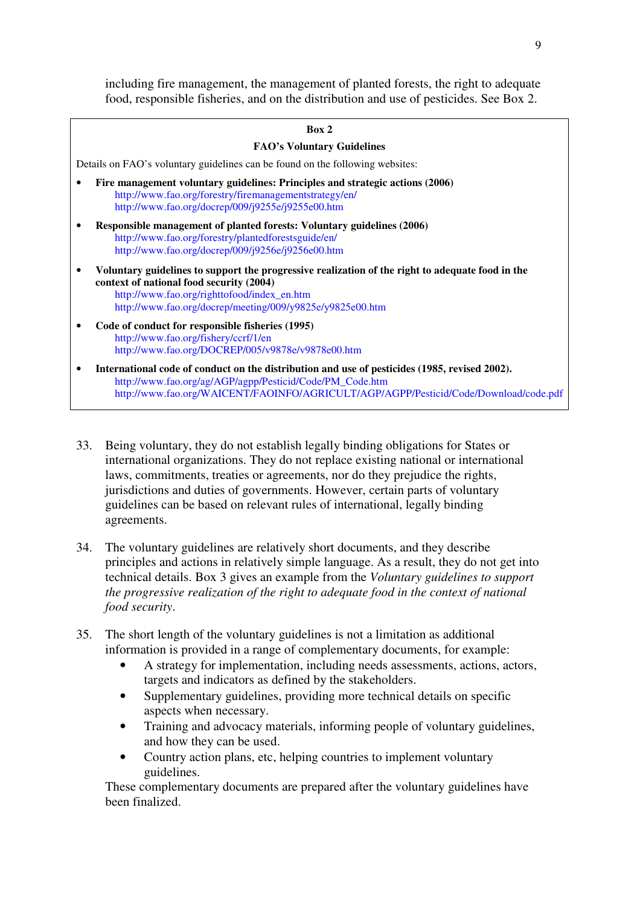including fire management, the management of planted forests, the right to adequate food, responsible fisheries, and on the distribution and use of pesticides. See Box 2.

> **Box 2**
>
> **FAO's Voluntary Guidelines**
>
> Details on FAO's voluntary guidelines can be found on the following websites:
>
> - **Fire management voluntary guidelines: Principles and strategic actions (2006)**
>   http://www.fao.org/forestry/firemanagementstrategy/en/
>   http://www.fao.org/docrep/009/j9255e/j9255e00.htm
> - **Responsible management of planted forests: Voluntary guidelines (2006)**
>   http://www.fao.org/forestry/plantedforestsguide/en/
>   http://www.fao.org/docrep/009/j9256e/j9256e00.htm
> - **Voluntary guidelines to support the progressive realization of the right to adequate food in the context of national food security (2004)**
>   http://www.fao.org/righttofood/index_en.htm
>   http://www.fao.org/docrep/meeting/009/y9825e/y9825e00.htm
> - **Code of conduct for responsible fisheries (1995)**
>   http://www.fao.org/fishery/ccrf/1/en
>   http://www.fao.org/DOCREP/005/v9878e/v9878e00.htm
> - **International code of conduct on the distribution and use of pesticides (1985, revised 2002).**
>   http://www.fao.org/ag/AGP/agpp/Pesticid/Code/PM_Code.htm
>   http://www.fao.org/WAICENT/FAOINFO/AGRICULT/AGP/AGPP/Pesticid/Code/Download/code.pdf

33. Being voluntary, they do not establish legally binding obligations for States or international organizations. They do not replace existing national or international laws, commitments, treaties or agreements, nor do they prejudice the rights, jurisdictions and duties of governments. However, certain parts of voluntary guidelines can be based on relevant rules of international, legally binding agreements.

34. The voluntary guidelines are relatively short documents, and they describe principles and actions in relatively simple language. As a result, they do not get into technical details. Box 3 gives an example from the *Voluntary guidelines to support the progressive realization of the right to adequate food in the context of national food security*.

35. The short length of the voluntary guidelines is not a limitation as additional information is provided in a range of complementary documents, for example:
    - A strategy for implementation, including needs assessments, actions, actors, targets and indicators as defined by the stakeholders.
    - Supplementary guidelines, providing more technical details on specific aspects when necessary.
    - Training and advocacy materials, informing people of voluntary guidelines, and how they can be used.
    - Country action plans, etc, helping countries to implement voluntary guidelines.

    These complementary documents are prepared after the voluntary guidelines have been finalized.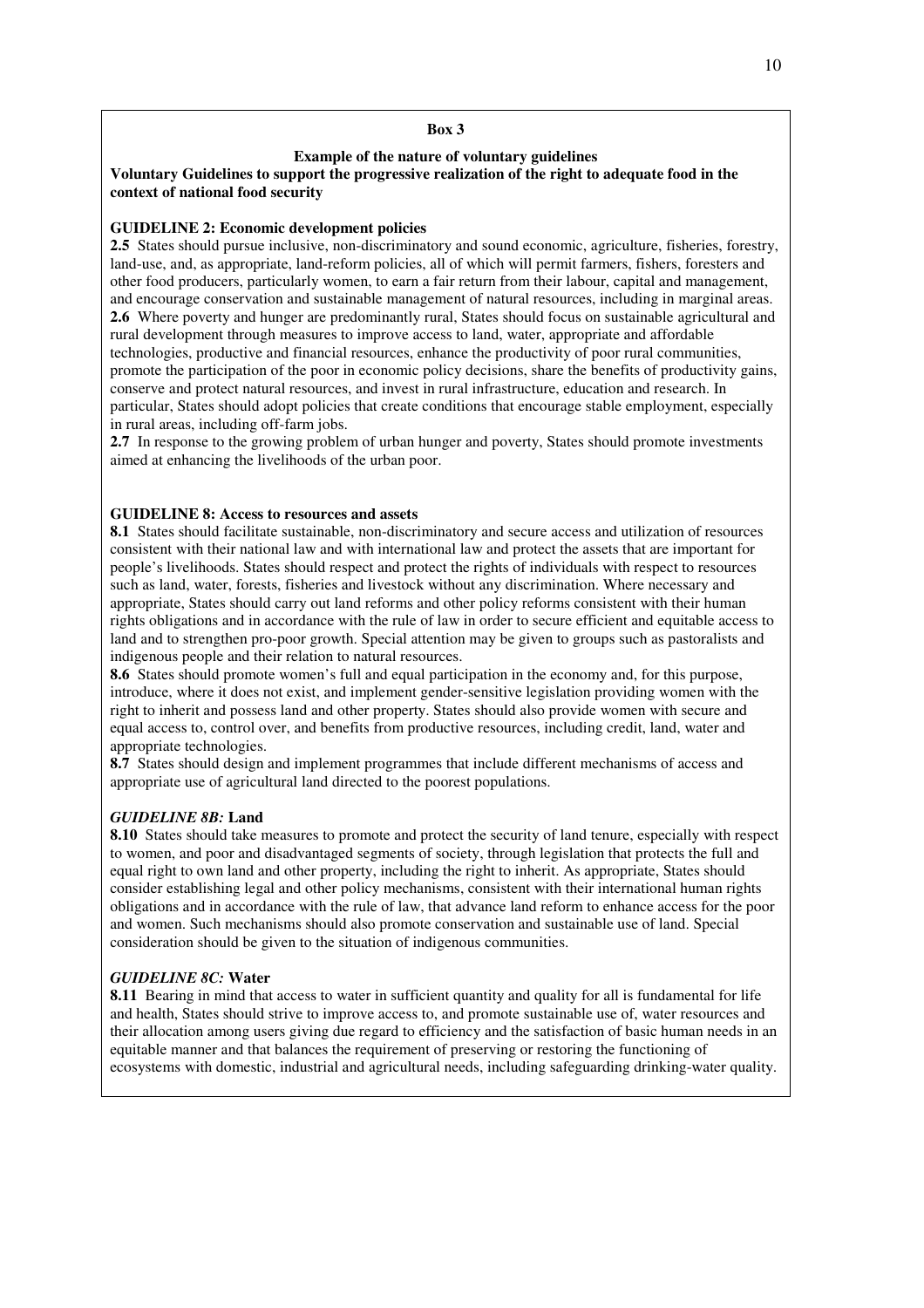**Box 3**

**Example of the nature of voluntary guidelines**

**Voluntary Guidelines to support the progressive realization of the right to adequate food in the context of national food security**

**GUIDELINE 2: Economic development policies**

**2.5** States should pursue inclusive, non-discriminatory and sound economic, agriculture, fisheries, forestry, land-use, and, as appropriate, land-reform policies, all of which will permit farmers, fishers, foresters and other food producers, particularly women, to earn a fair return from their labour, capital and management, and encourage conservation and sustainable management of natural resources, including in marginal areas.

**2.6** Where poverty and hunger are predominantly rural, States should focus on sustainable agricultural and rural development through measures to improve access to land, water, appropriate and affordable technologies, productive and financial resources, enhance the productivity of poor rural communities, promote the participation of the poor in economic policy decisions, share the benefits of productivity gains, conserve and protect natural resources, and invest in rural infrastructure, education and research. In particular, States should adopt policies that create conditions that encourage stable employment, especially in rural areas, including off-farm jobs.

**2.7** In response to the growing problem of urban hunger and poverty, States should promote investments aimed at enhancing the livelihoods of the urban poor.

**GUIDELINE 8: Access to resources and assets**

**8.1** States should facilitate sustainable, non-discriminatory and secure access and utilization of resources consistent with their national law and with international law and protect the assets that are important for people's livelihoods. States should respect and protect the rights of individuals with respect to resources such as land, water, forests, fisheries and livestock without any discrimination. Where necessary and appropriate, States should carry out land reforms and other policy reforms consistent with their human rights obligations and in accordance with the rule of law in order to secure efficient and equitable access to land and to strengthen pro-poor growth. Special attention may be given to groups such as pastoralists and indigenous people and their relation to natural resources.

**8.6** States should promote women's full and equal participation in the economy and, for this purpose, introduce, where it does not exist, and implement gender-sensitive legislation providing women with the right to inherit and possess land and other property. States should also provide women with secure and equal access to, control over, and benefits from productive resources, including credit, land, water and appropriate technologies.

**8.7** States should design and implement programmes that include different mechanisms of access and appropriate use of agricultural land directed to the poorest populations.

***GUIDELINE 8B:*** **Land**

**8.10** States should take measures to promote and protect the security of land tenure, especially with respect to women, and poor and disadvantaged segments of society, through legislation that protects the full and equal right to own land and other property, including the right to inherit. As appropriate, States should consider establishing legal and other policy mechanisms, consistent with their international human rights obligations and in accordance with the rule of law, that advance land reform to enhance access for the poor and women. Such mechanisms should also promote conservation and sustainable use of land. Special consideration should be given to the situation of indigenous communities.

***GUIDELINE 8C:*** **Water**

**8.11** Bearing in mind that access to water in sufficient quantity and quality for all is fundamental for life and health, States should strive to improve access to, and promote sustainable use of, water resources and their allocation among users giving due regard to efficiency and the satisfaction of basic human needs in an equitable manner and that balances the requirement of preserving or restoring the functioning of ecosystems with domestic, industrial and agricultural needs, including safeguarding drinking-water quality.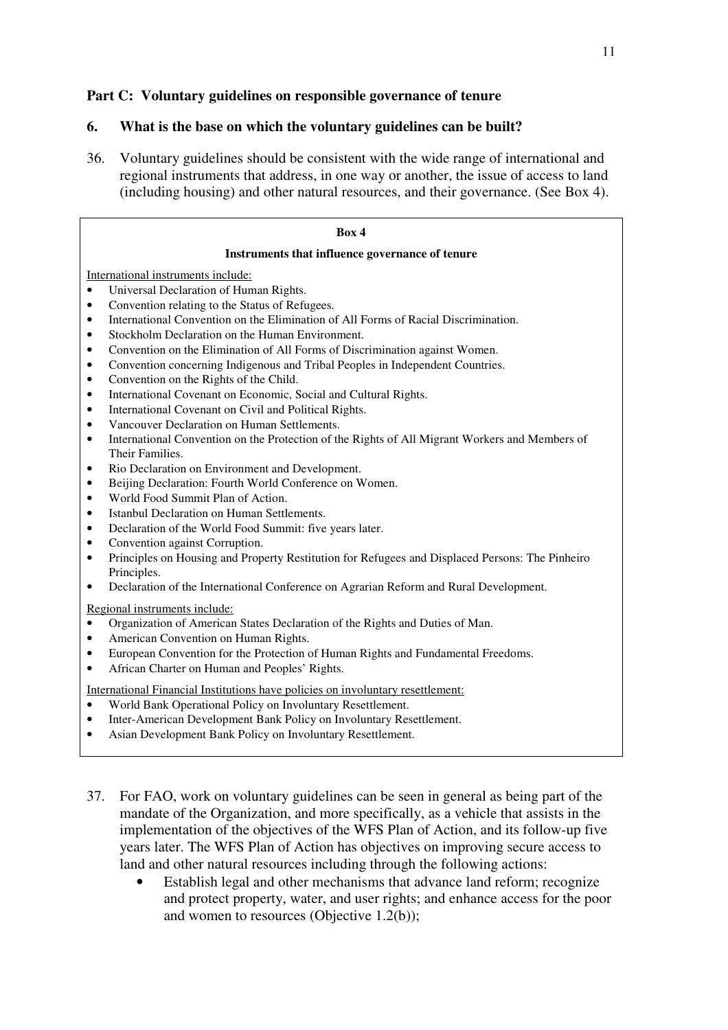## Part C: Voluntary guidelines on responsible governance of tenure

### 6. What is the base on which the voluntary guidelines can be built?

36. Voluntary guidelines should be consistent with the wide range of international and regional instruments that address, in one way or another, the issue of access to land (including housing) and other natural resources, and their governance. (See Box 4).

> **Box 4**
>
> **Instruments that influence governance of tenure**
>
> International instruments include:
>
> - Universal Declaration of Human Rights.
> - Convention relating to the Status of Refugees.
> - International Convention on the Elimination of All Forms of Racial Discrimination.
> - Stockholm Declaration on the Human Environment.
> - Convention on the Elimination of All Forms of Discrimination against Women.
> - Convention concerning Indigenous and Tribal Peoples in Independent Countries.
> - Convention on the Rights of the Child.
> - International Covenant on Economic, Social and Cultural Rights.
> - International Covenant on Civil and Political Rights.
> - Vancouver Declaration on Human Settlements.
> - International Convention on the Protection of the Rights of All Migrant Workers and Members of Their Families.
> - Rio Declaration on Environment and Development.
> - Beijing Declaration: Fourth World Conference on Women.
> - World Food Summit Plan of Action.
> - Istanbul Declaration on Human Settlements.
> - Declaration of the World Food Summit: five years later.
> - Convention against Corruption.
> - Principles on Housing and Property Restitution for Refugees and Displaced Persons: The Pinheiro Principles.
> - Declaration of the International Conference on Agrarian Reform and Rural Development.
>
> Regional instruments include:
>
> - Organization of American States Declaration of the Rights and Duties of Man.
> - American Convention on Human Rights.
> - European Convention for the Protection of Human Rights and Fundamental Freedoms.
> - African Charter on Human and Peoples' Rights.
>
> International Financial Institutions have policies on involuntary resettlement:
>
> - World Bank Operational Policy on Involuntary Resettlement.
> - Inter-American Development Bank Policy on Involuntary Resettlement.
> - Asian Development Bank Policy on Involuntary Resettlement.

37. For FAO, work on voluntary guidelines can be seen in general as being part of the mandate of the Organization, and more specifically, as a vehicle that assists in the implementation of the objectives of the WFS Plan of Action, and its follow-up five years later. The WFS Plan of Action has objectives on improving secure access to land and other natural resources including through the following actions:
    - Establish legal and other mechanisms that advance land reform; recognize and protect property, water, and user rights; and enhance access for the poor and women to resources (Objective 1.2(b));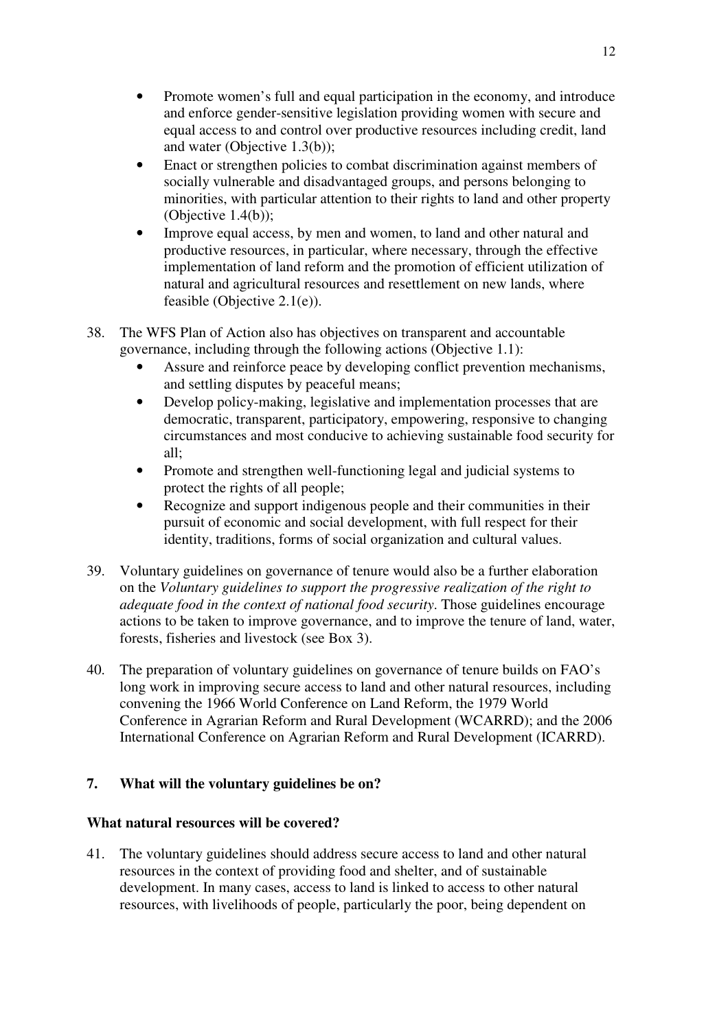- Promote women's full and equal participation in the economy, and introduce and enforce gender-sensitive legislation providing women with secure and equal access to and control over productive resources including credit, land and water (Objective 1.3(b));
- Enact or strengthen policies to combat discrimination against members of socially vulnerable and disadvantaged groups, and persons belonging to minorities, with particular attention to their rights to land and other property (Objective 1.4(b));
- Improve equal access, by men and women, to land and other natural and productive resources, in particular, where necessary, through the effective implementation of land reform and the promotion of efficient utilization of natural and agricultural resources and resettlement on new lands, where feasible (Objective 2.1(e)).

38. The WFS Plan of Action also has objectives on transparent and accountable governance, including through the following actions (Objective 1.1):
    - Assure and reinforce peace by developing conflict prevention mechanisms, and settling disputes by peaceful means;
    - Develop policy-making, legislative and implementation processes that are democratic, transparent, participatory, empowering, responsive to changing circumstances and most conducive to achieving sustainable food security for all;
    - Promote and strengthen well-functioning legal and judicial systems to protect the rights of all people;
    - Recognize and support indigenous people and their communities in their pursuit of economic and social development, with full respect for their identity, traditions, forms of social organization and cultural values.

39. Voluntary guidelines on governance of tenure would also be a further elaboration on the *Voluntary guidelines to support the progressive realization of the right to adequate food in the context of national food security*. Those guidelines encourage actions to be taken to improve governance, and to improve the tenure of land, water, forests, fisheries and livestock (see Box 3).

40. The preparation of voluntary guidelines on governance of tenure builds on FAO's long work in improving secure access to land and other natural resources, including convening the 1966 World Conference on Land Reform, the 1979 World Conference in Agrarian Reform and Rural Development (WCARRD); and the 2006 International Conference on Agrarian Reform and Rural Development (ICARRD).

## 7. What will the voluntary guidelines be on?

### What natural resources will be covered?

41. The voluntary guidelines should address secure access to land and other natural resources in the context of providing food and shelter, and of sustainable development. In many cases, access to land is linked to access to other natural resources, with livelihoods of people, particularly the poor, being dependent on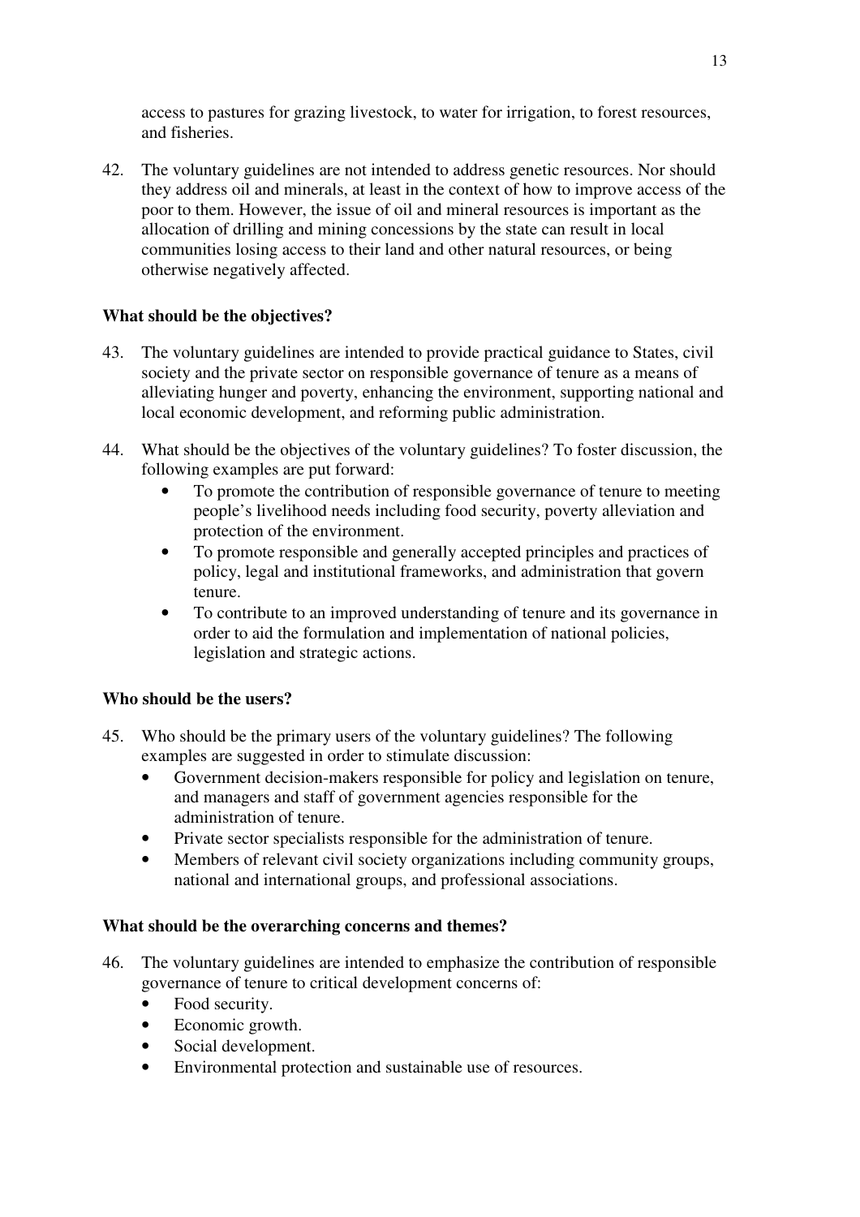access to pastures for grazing livestock, to water for irrigation, to forest resources, and fisheries.

42. The voluntary guidelines are not intended to address genetic resources. Nor should they address oil and minerals, at least in the context of how to improve access of the poor to them. However, the issue of oil and mineral resources is important as the allocation of drilling and mining concessions by the state can result in local communities losing access to their land and other natural resources, or being otherwise negatively affected.

**What should be the objectives?**

43. The voluntary guidelines are intended to provide practical guidance to States, civil society and the private sector on responsible governance of tenure as a means of alleviating hunger and poverty, enhancing the environment, supporting national and local economic development, and reforming public administration.

44. What should be the objectives of the voluntary guidelines? To foster discussion, the following examples are put forward:
    - To promote the contribution of responsible governance of tenure to meeting people's livelihood needs including food security, poverty alleviation and protection of the environment.
    - To promote responsible and generally accepted principles and practices of policy, legal and institutional frameworks, and administration that govern tenure.
    - To contribute to an improved understanding of tenure and its governance in order to aid the formulation and implementation of national policies, legislation and strategic actions.

**Who should be the users?**

45. Who should be the primary users of the voluntary guidelines? The following examples are suggested in order to stimulate discussion:
    - Government decision-makers responsible for policy and legislation on tenure, and managers and staff of government agencies responsible for the administration of tenure.
    - Private sector specialists responsible for the administration of tenure.
    - Members of relevant civil society organizations including community groups, national and international groups, and professional associations.

**What should be the overarching concerns and themes?**

46. The voluntary guidelines are intended to emphasize the contribution of responsible governance of tenure to critical development concerns of:
    - Food security.
    - Economic growth.
    - Social development.
    - Environmental protection and sustainable use of resources.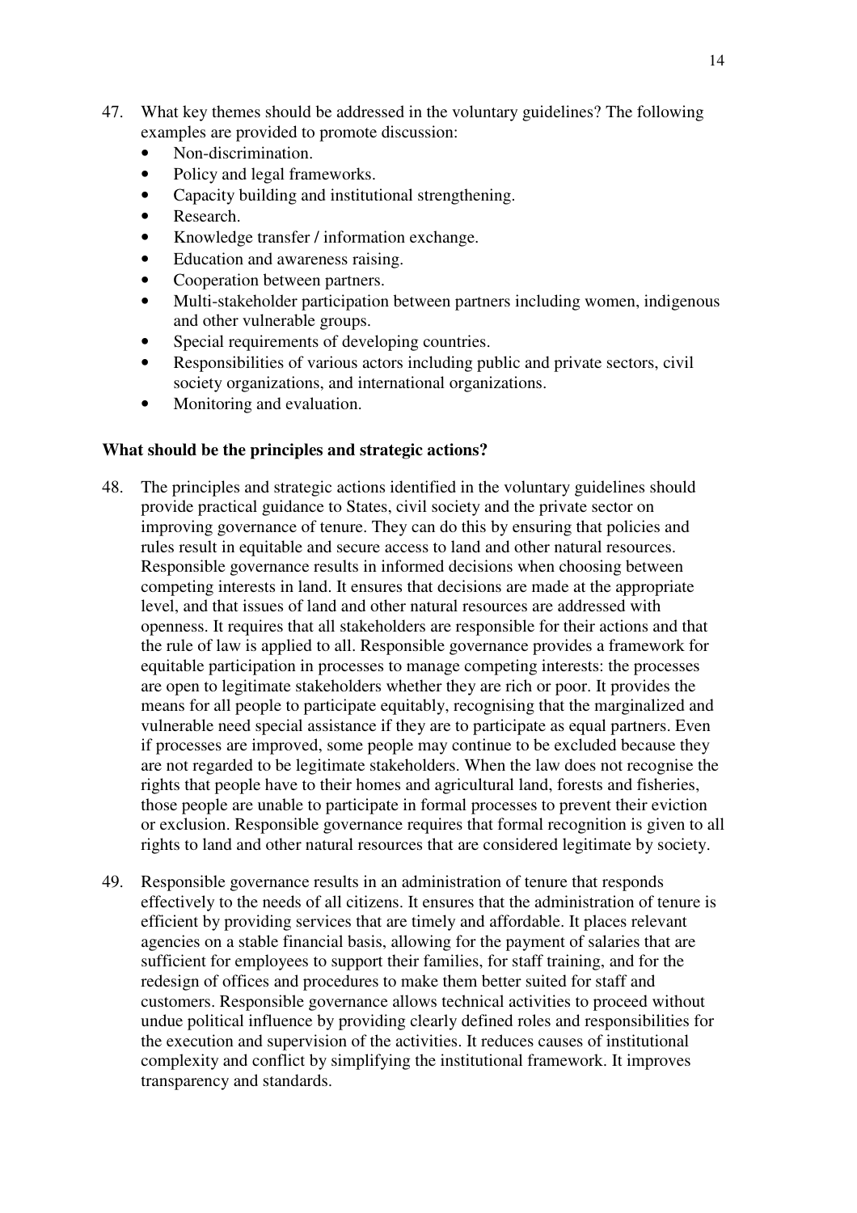47. What key themes should be addressed in the voluntary guidelines? The following examples are provided to promote discussion:
    - Non-discrimination.
    - Policy and legal frameworks.
    - Capacity building and institutional strengthening.
    - Research.
    - Knowledge transfer / information exchange.
    - Education and awareness raising.
    - Cooperation between partners.
    - Multi-stakeholder participation between partners including women, indigenous and other vulnerable groups.
    - Special requirements of developing countries.
    - Responsibilities of various actors including public and private sectors, civil society organizations, and international organizations.
    - Monitoring and evaluation.

**What should be the principles and strategic actions?**

48. The principles and strategic actions identified in the voluntary guidelines should provide practical guidance to States, civil society and the private sector on improving governance of tenure. They can do this by ensuring that policies and rules result in equitable and secure access to land and other natural resources. Responsible governance results in informed decisions when choosing between competing interests in land. It ensures that decisions are made at the appropriate level, and that issues of land and other natural resources are addressed with openness. It requires that all stakeholders are responsible for their actions and that the rule of law is applied to all. Responsible governance provides a framework for equitable participation in processes to manage competing interests: the processes are open to legitimate stakeholders whether they are rich or poor. It provides the means for all people to participate equitably, recognising that the marginalized and vulnerable need special assistance if they are to participate as equal partners. Even if processes are improved, some people may continue to be excluded because they are not regarded to be legitimate stakeholders. When the law does not recognise the rights that people have to their homes and agricultural land, forests and fisheries, those people are unable to participate in formal processes to prevent their eviction or exclusion. Responsible governance requires that formal recognition is given to all rights to land and other natural resources that are considered legitimate by society.

49. Responsible governance results in an administration of tenure that responds effectively to the needs of all citizens. It ensures that the administration of tenure is efficient by providing services that are timely and affordable. It places relevant agencies on a stable financial basis, allowing for the payment of salaries that are sufficient for employees to support their families, for staff training, and for the redesign of offices and procedures to make them better suited for staff and customers. Responsible governance allows technical activities to proceed without undue political influence by providing clearly defined roles and responsibilities for the execution and supervision of the activities. It reduces causes of institutional complexity and conflict by simplifying the institutional framework. It improves transparency and standards.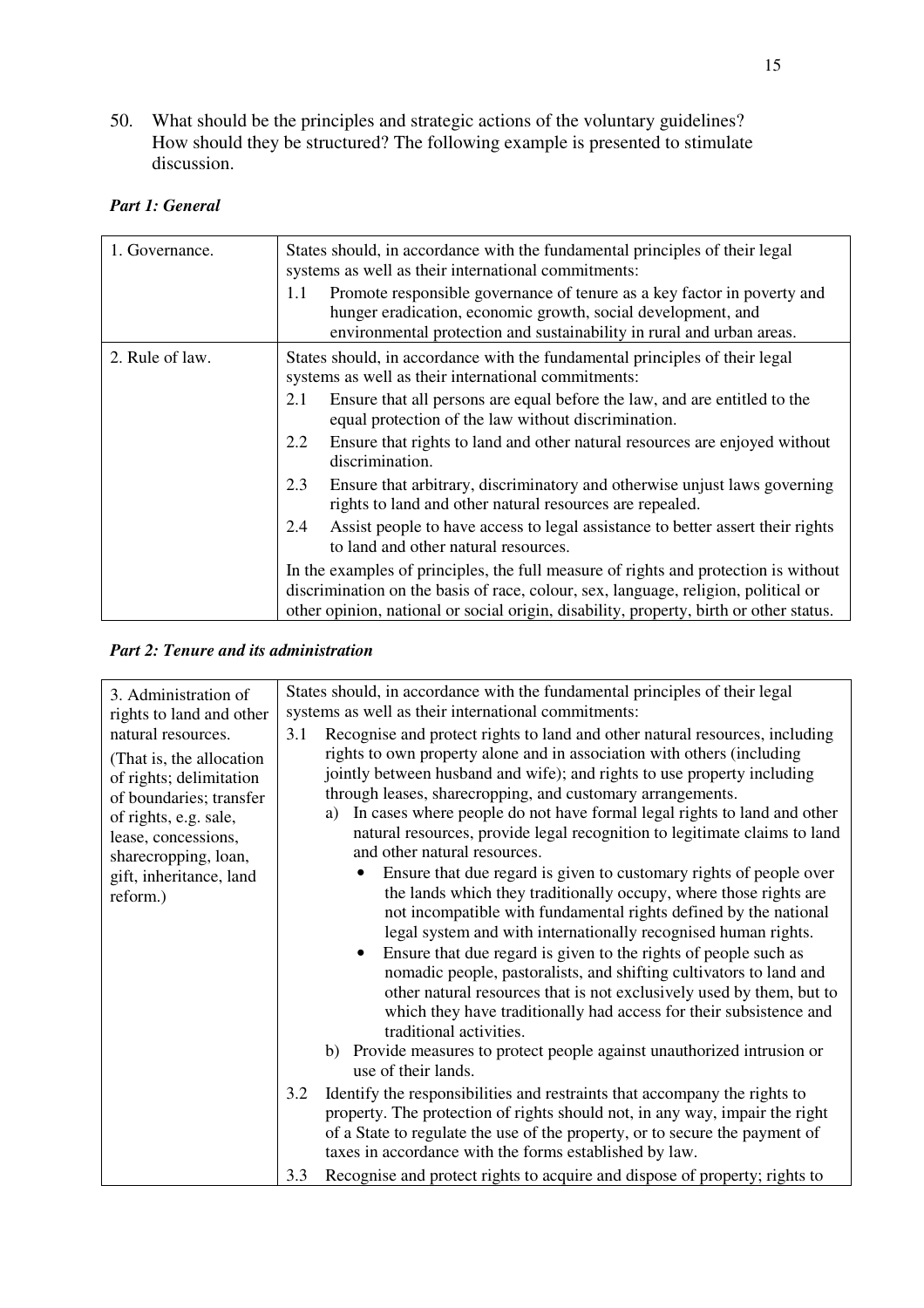50. What should be the principles and strategic actions of the voluntary guidelines? How should they be structured? The following example is presented to stimulate discussion.

***Part 1: General***

| | |
|---|---|
| 1. Governance. | States should, in accordance with the fundamental principles of their legal systems as well as their international commitments:<br>1.1 Promote responsible governance of tenure as a key factor in poverty and hunger eradication, economic growth, social development, and environmental protection and sustainability in rural and urban areas. |
| 2. Rule of law. | States should, in accordance with the fundamental principles of their legal systems as well as their international commitments:<br>2.1 Ensure that all persons are equal before the law, and are entitled to the equal protection of the law without discrimination.<br>2.2 Ensure that rights to land and other natural resources are enjoyed without discrimination.<br>2.3 Ensure that arbitrary, discriminatory and otherwise unjust laws governing rights to land and other natural resources are repealed.<br>2.4 Assist people to have access to legal assistance to better assert their rights to land and other natural resources.<br>In the examples of principles, the full measure of rights and protection is without discrimination on the basis of race, colour, sex, language, religion, political or other opinion, national or social origin, disability, property, birth or other status. |

***Part 2: Tenure and its administration***

| | |
|---|---|
| 3. Administration of rights to land and other natural resources.<br>(That is, the allocation of rights; delimitation of boundaries; transfer of rights, e.g. sale, lease, concessions, sharecropping, loan, gift, inheritance, land reform.) | States should, in accordance with the fundamental principles of their legal systems as well as their international commitments:<br>3.1 Recognise and protect rights to land and other natural resources, including rights to own property alone and in association with others (including jointly between husband and wife); and rights to use property including through leases, sharecropping, and customary arrangements.<br>a) In cases where people do not have formal legal rights to land and other natural resources, provide legal recognition to legitimate claims to land and other natural resources.<br>• Ensure that due regard is given to customary rights of people over the lands which they traditionally occupy, where those rights are not incompatible with fundamental rights defined by the national legal system and with internationally recognised human rights.<br>• Ensure that due regard is given to the rights of people such as nomadic people, pastoralists, and shifting cultivators to land and other natural resources that is not exclusively used by them, but to which they have traditionally had access for their subsistence and traditional activities.<br>b) Provide measures to protect people against unauthorized intrusion or use of their lands.<br>3.2 Identify the responsibilities and restraints that accompany the rights to property. The protection of rights should not, in any way, impair the right of a State to regulate the use of the property, or to secure the payment of taxes in accordance with the forms established by law.<br>3.3 Recognise and protect rights to acquire and dispose of property; rights to |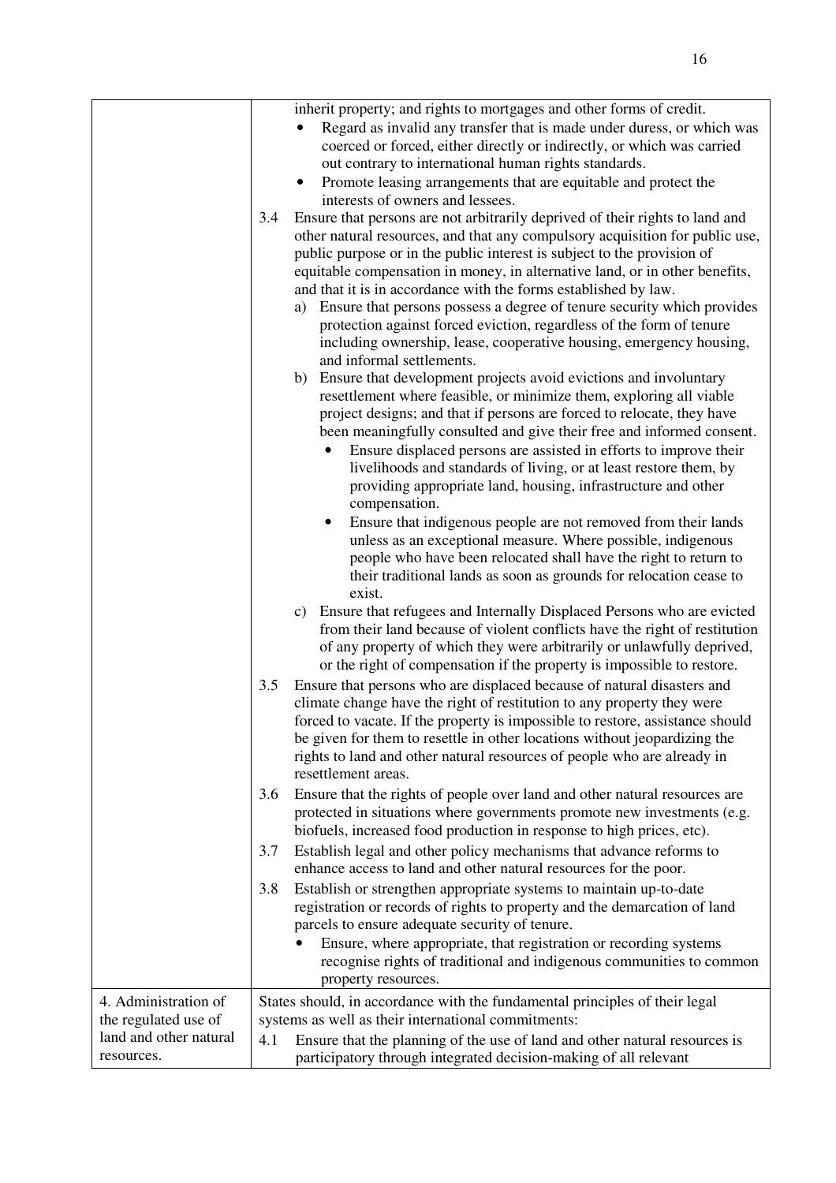| | |
|---|---|
| | inherit property; and rights to mortgages and other forms of credit.<br>• Regard as invalid any transfer that is made under duress, or which was coerced or forced, either directly or indirectly, or which was carried out contrary to international human rights standards.<br>• Promote leasing arrangements that are equitable and protect the interests of owners and lessees.<br>3.4 Ensure that persons are not arbitrarily deprived of their rights to land and other natural resources, and that any compulsory acquisition for public use, public purpose or in the public interest is subject to the provision of equitable compensation in money, in alternative land, or in other benefits, and that it is in accordance with the forms established by law.<br>a) Ensure that persons possess a degree of tenure security which provides protection against forced eviction, regardless of the form of tenure including ownership, lease, cooperative housing, emergency housing, and informal settlements.<br>b) Ensure that development projects avoid evictions and involuntary resettlement where feasible, or minimize them, exploring all viable project designs; and that if persons are forced to relocate, they have been meaningfully consulted and give their free and informed consent.<br>• Ensure displaced persons are assisted in efforts to improve their livelihoods and standards of living, or at least restore them, by providing appropriate land, housing, infrastructure and other compensation.<br>• Ensure that indigenous people are not removed from their lands unless as an exceptional measure. Where possible, indigenous people who have been relocated shall have the right to return to their traditional lands as soon as grounds for relocation cease to exist.<br>c) Ensure that refugees and Internally Displaced Persons who are evicted from their land because of violent conflicts have the right of restitution of any property of which they were arbitrarily or unlawfully deprived, or the right of compensation if the property is impossible to restore.<br>3.5 Ensure that persons who are displaced because of natural disasters and climate change have the right of restitution to any property they were forced to vacate. If the property is impossible to restore, assistance should be given for them to resettle in other locations without jeopardizing the rights to land and other natural resources of people who are already in resettlement areas.<br>3.6 Ensure that the rights of people over land and other natural resources are protected in situations where governments promote new investments (e.g. biofuels, increased food production in response to high prices, etc).<br>3.7 Establish legal and other policy mechanisms that advance reforms to enhance access to land and other natural resources for the poor.<br>3.8 Establish or strengthen appropriate systems to maintain up-to-date registration or records of rights to property and the demarcation of land parcels to ensure adequate security of tenure.<br>• Ensure, where appropriate, that registration or recording systems recognise rights of traditional and indigenous communities to common property resources. |
| 4. Administration of the regulated use of land and other natural resources. | States should, in accordance with the fundamental principles of their legal systems as well as their international commitments:<br>4.1 Ensure that the planning of the use of land and other natural resources is participatory through integrated decision-making of all relevant |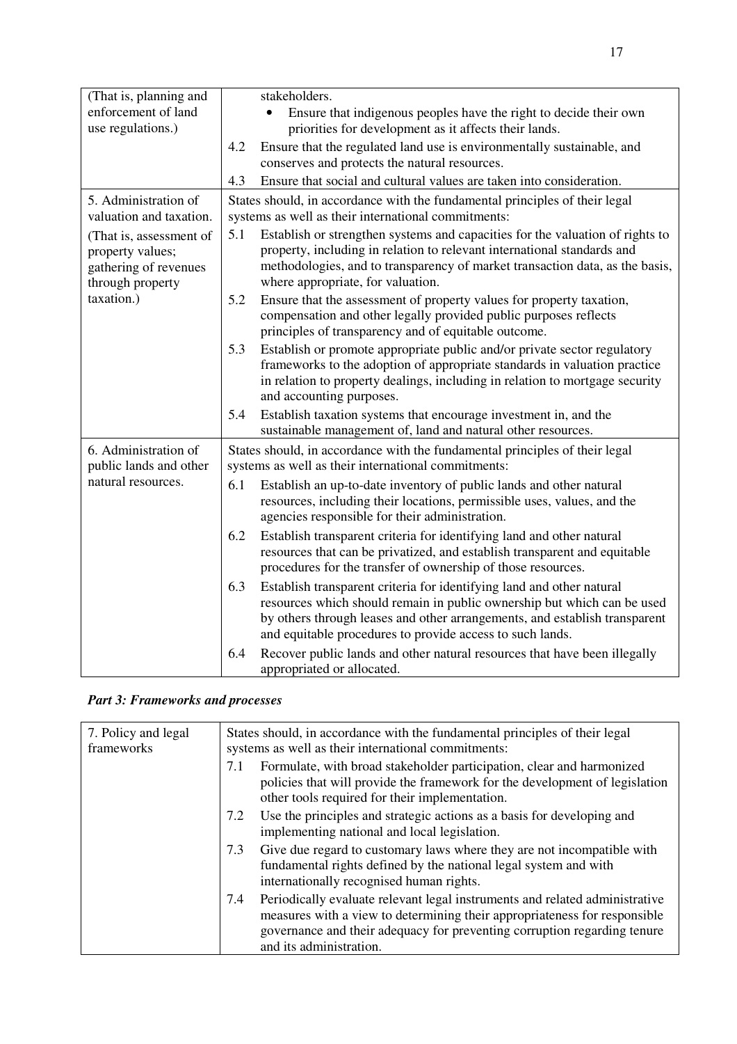| | |
|---|---|
| (That is, planning and enforcement of land use regulations.) | stakeholders.<br>• Ensure that indigenous peoples have the right to decide their own priorities for development as it affects their lands.<br>4.2 Ensure that the regulated land use is environmentally sustainable, and conserves and protects the natural resources.<br>4.3 Ensure that social and cultural values are taken into consideration. |
| 5. Administration of valuation and taxation.<br><br>(That is, assessment of property values; gathering of revenues through property taxation.) | States should, in accordance with the fundamental principles of their legal systems as well as their international commitments:<br>5.1 Establish or strengthen systems and capacities for the valuation of rights to property, including in relation to relevant international standards and methodologies, and to transparency of market transaction data, as the basis, where appropriate, for valuation.<br>5.2 Ensure that the assessment of property values for property taxation, compensation and other legally provided public purposes reflects principles of transparency and of equitable outcome.<br>5.3 Establish or promote appropriate public and/or private sector regulatory frameworks to the adoption of appropriate standards in valuation practice in relation to property dealings, including in relation to mortgage security and accounting purposes.<br>5.4 Establish taxation systems that encourage investment in, and the sustainable management of, land and natural other resources. |
| 6. Administration of public lands and other natural resources. | States should, in accordance with the fundamental principles of their legal systems as well as their international commitments:<br>6.1 Establish an up-to-date inventory of public lands and other natural resources, including their locations, permissible uses, values, and the agencies responsible for their administration.<br>6.2 Establish transparent criteria for identifying land and other natural resources that can be privatized, and establish transparent and equitable procedures for the transfer of ownership of those resources.<br>6.3 Establish transparent criteria for identifying land and other natural resources which should remain in public ownership but which can be used by others through leases and other arrangements, and establish transparent and equitable procedures to provide access to such lands.<br>6.4 Recover public lands and other natural resources that have been illegally appropriated or allocated. |

***Part 3: Frameworks and processes***

| | |
|---|---|
| 7. Policy and legal frameworks | States should, in accordance with the fundamental principles of their legal systems as well as their international commitments:<br>7.1 Formulate, with broad stakeholder participation, clear and harmonized policies that will provide the framework for the development of legislation other tools required for their implementation.<br>7.2 Use the principles and strategic actions as a basis for developing and implementing national and local legislation.<br>7.3 Give due regard to customary laws where they are not incompatible with fundamental rights defined by the national legal system and with internationally recognised human rights.<br>7.4 Periodically evaluate relevant legal instruments and related administrative measures with a view to determining their appropriateness for responsible governance and their adequacy for preventing corruption regarding tenure and its administration. |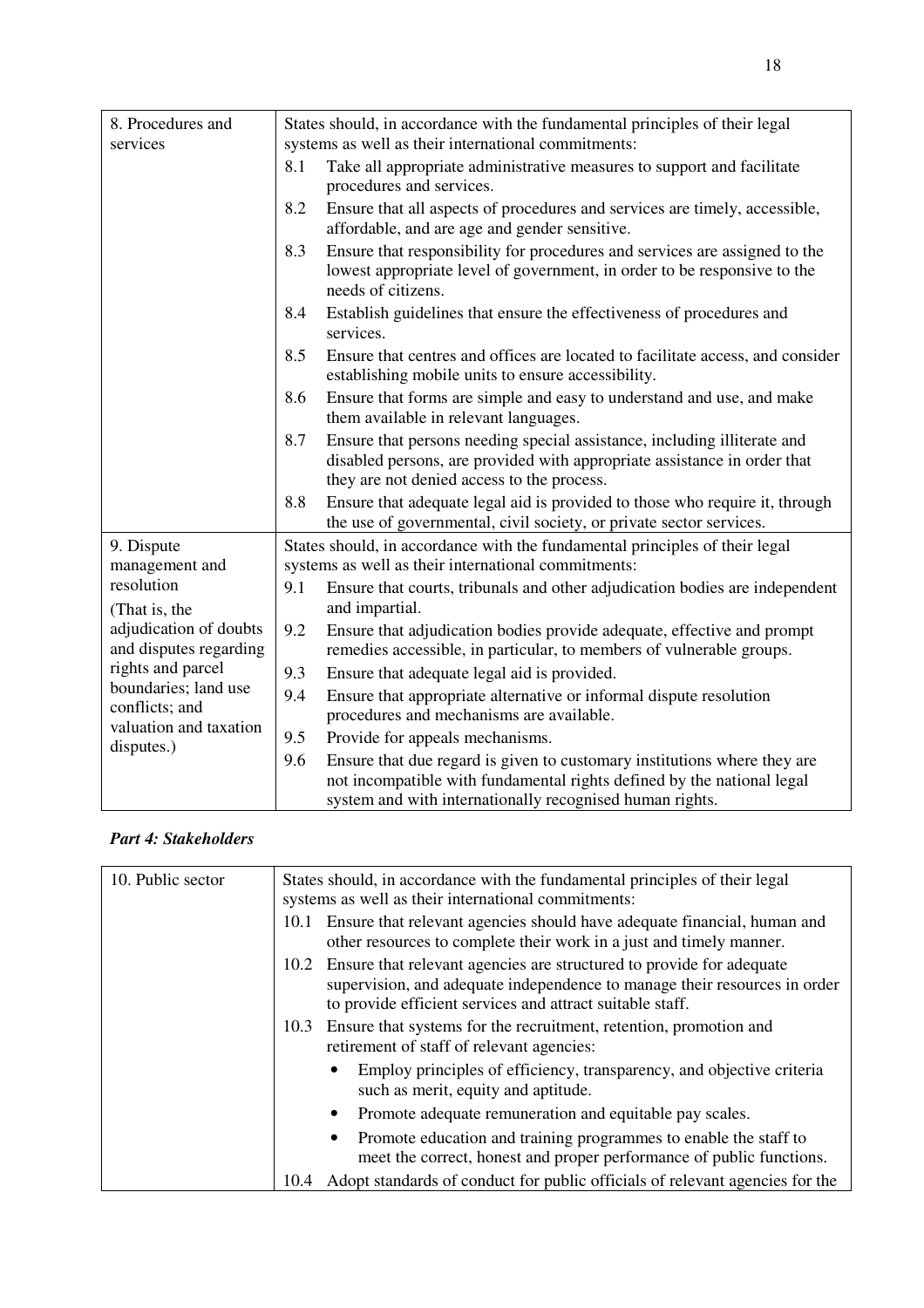| 8. Procedures and services | States should, in accordance with the fundamental principles of their legal systems as well as their international commitments:<br>8.1 Take all appropriate administrative measures to support and facilitate procedures and services.<br>8.2 Ensure that all aspects of procedures and services are timely, accessible, affordable, and are age and gender sensitive.<br>8.3 Ensure that responsibility for procedures and services are assigned to the lowest appropriate level of government, in order to be responsive to the needs of citizens.<br>8.4 Establish guidelines that ensure the effectiveness of procedures and services.<br>8.5 Ensure that centres and offices are located to facilitate access, and consider establishing mobile units to ensure accessibility.<br>8.6 Ensure that forms are simple and easy to understand and use, and make them available in relevant languages.<br>8.7 Ensure that persons needing special assistance, including illiterate and disabled persons, are provided with appropriate assistance in order that they are not denied access to the process.<br>8.8 Ensure that adequate legal aid is provided to those who require it, through the use of governmental, civil society, or private sector services. |
|---|---|
| 9. Dispute management and resolution<br>(That is, the adjudication of doubts and disputes regarding rights and parcel boundaries; land use conflicts; and valuation and taxation disputes.) | States should, in accordance with the fundamental principles of their legal systems as well as their international commitments:<br>9.1 Ensure that courts, tribunals and other adjudication bodies are independent and impartial.<br>9.2 Ensure that adjudication bodies provide adequate, effective and prompt remedies accessible, in particular, to members of vulnerable groups.<br>9.3 Ensure that adequate legal aid is provided.<br>9.4 Ensure that appropriate alternative or informal dispute resolution procedures and mechanisms are available.<br>9.5 Provide for appeals mechanisms.<br>9.6 Ensure that due regard is given to customary institutions where they are not incompatible with fundamental rights defined by the national legal system and with internationally recognised human rights. |

***Part 4: Stakeholders***

| 10. Public sector | States should, in accordance with the fundamental principles of their legal systems as well as their international commitments:<br>10.1 Ensure that relevant agencies should have adequate financial, human and other resources to complete their work in a just and timely manner.<br>10.2 Ensure that relevant agencies are structured to provide for adequate supervision, and adequate independence to manage their resources in order to provide efficient services and attract suitable staff.<br>10.3 Ensure that systems for the recruitment, retention, promotion and retirement of staff of relevant agencies:<br>• Employ principles of efficiency, transparency, and objective criteria such as merit, equity and aptitude.<br>• Promote adequate remuneration and equitable pay scales.<br>• Promote education and training programmes to enable the staff to meet the correct, honest and proper performance of public functions.<br>10.4 Adopt standards of conduct for public officials of relevant agencies for the |
|---|---|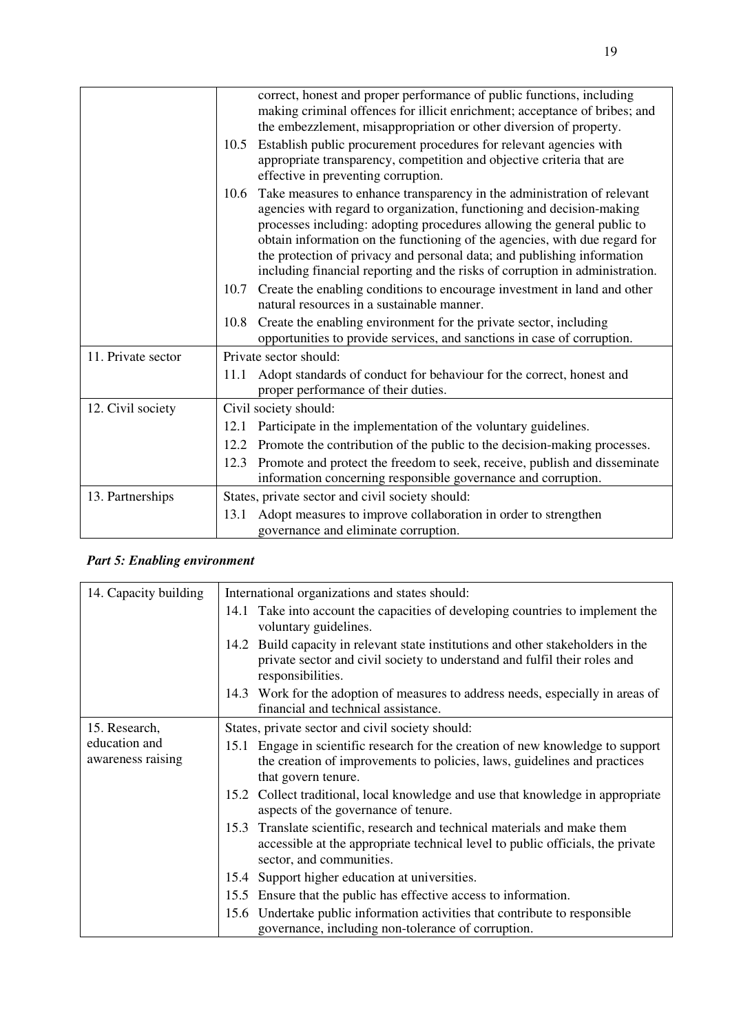| | |
|---|---|
| | correct, honest and proper performance of public functions, including making criminal offences for illicit enrichment; acceptance of bribes; and the embezzlement, misappropriation or other diversion of property.<br>10.5 Establish public procurement procedures for relevant agencies with appropriate transparency, competition and objective criteria that are effective in preventing corruption.<br>10.6 Take measures to enhance transparency in the administration of relevant agencies with regard to organization, functioning and decision-making processes including: adopting procedures allowing the general public to obtain information on the functioning of the agencies, with due regard for the protection of privacy and personal data; and publishing information including financial reporting and the risks of corruption in administration.<br>10.7 Create the enabling conditions to encourage investment in land and other natural resources in a sustainable manner.<br>10.8 Create the enabling environment for the private sector, including opportunities to provide services, and sanctions in case of corruption. |
| 11. Private sector | Private sector should:<br>11.1 Adopt standards of conduct for behaviour for the correct, honest and proper performance of their duties. |
| 12. Civil society | Civil society should:<br>12.1 Participate in the implementation of the voluntary guidelines.<br>12.2 Promote the contribution of the public to the decision-making processes.<br>12.3 Promote and protect the freedom to seek, receive, publish and disseminate information concerning responsible governance and corruption. |
| 13. Partnerships | States, private sector and civil society should:<br>13.1 Adopt measures to improve collaboration in order to strengthen governance and eliminate corruption. |

***Part 5: Enabling environment***

| | |
|---|---|
| 14. Capacity building | International organizations and states should:<br>14.1 Take into account the capacities of developing countries to implement the voluntary guidelines.<br>14.2 Build capacity in relevant state institutions and other stakeholders in the private sector and civil society to understand and fulfil their roles and responsibilities.<br>14.3 Work for the adoption of measures to address needs, especially in areas of financial and technical assistance. |
| 15. Research, education and awareness raising | States, private sector and civil society should:<br>15.1 Engage in scientific research for the creation of new knowledge to support the creation of improvements to policies, laws, guidelines and practices that govern tenure.<br>15.2 Collect traditional, local knowledge and use that knowledge in appropriate aspects of the governance of tenure.<br>15.3 Translate scientific, research and technical materials and make them accessible at the appropriate technical level to public officials, the private sector, and communities.<br>15.4 Support higher education at universities.<br>15.5 Ensure that the public has effective access to information.<br>15.6 Undertake public information activities that contribute to responsible governance, including non-tolerance of corruption. |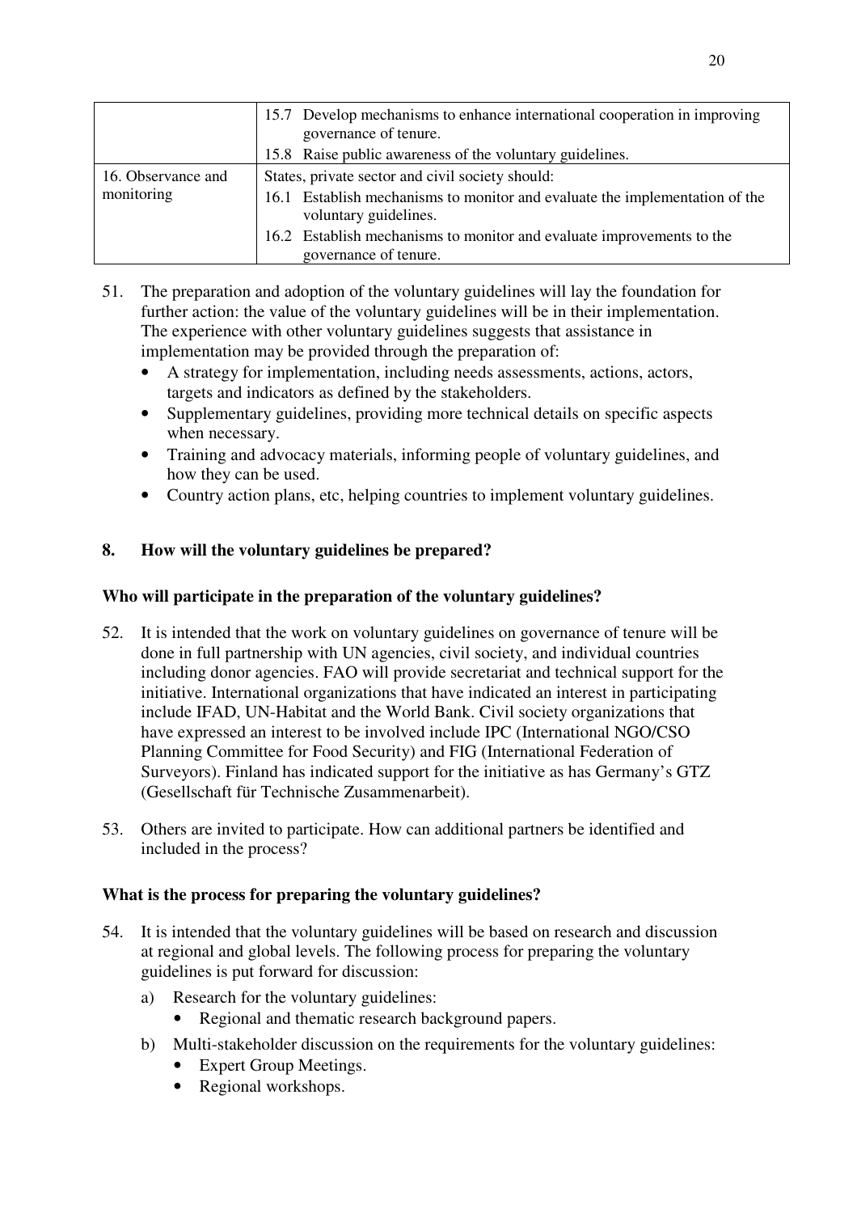| | |
|---|---|
| | 15.7 Develop mechanisms to enhance international cooperation in improving governance of tenure.<br>15.8 Raise public awareness of the voluntary guidelines. |
| 16. Observance and monitoring | States, private sector and civil society should:<br>16.1 Establish mechanisms to monitor and evaluate the implementation of the voluntary guidelines.<br>16.2 Establish mechanisms to monitor and evaluate improvements to the governance of tenure. |

51. The preparation and adoption of the voluntary guidelines will lay the foundation for further action: the value of the voluntary guidelines will be in their implementation. The experience with other voluntary guidelines suggests that assistance in implementation may be provided through the preparation of:
    - A strategy for implementation, including needs assessments, actions, actors, targets and indicators as defined by the stakeholders.
    - Supplementary guidelines, providing more technical details on specific aspects when necessary.
    - Training and advocacy materials, informing people of voluntary guidelines, and how they can be used.
    - Country action plans, etc, helping countries to implement voluntary guidelines.

## 8. How will the voluntary guidelines be prepared?

### Who will participate in the preparation of the voluntary guidelines?

52. It is intended that the work on voluntary guidelines on governance of tenure will be done in full partnership with UN agencies, civil society, and individual countries including donor agencies. FAO will provide secretariat and technical support for the initiative. International organizations that have indicated an interest in participating include IFAD, UN-Habitat and the World Bank. Civil society organizations that have expressed an interest to be involved include IPC (International NGO/CSO Planning Committee for Food Security) and FIG (International Federation of Surveyors). Finland has indicated support for the initiative as has Germany's GTZ (Gesellschaft für Technische Zusammenarbeit).

53. Others are invited to participate. How can additional partners be identified and included in the process?

### What is the process for preparing the voluntary guidelines?

54. It is intended that the voluntary guidelines will be based on research and discussion at regional and global levels. The following process for preparing the voluntary guidelines is put forward for discussion:
    a) Research for the voluntary guidelines:
       - Regional and thematic research background papers.
    b) Multi-stakeholder discussion on the requirements for the voluntary guidelines:
       - Expert Group Meetings.
       - Regional workshops.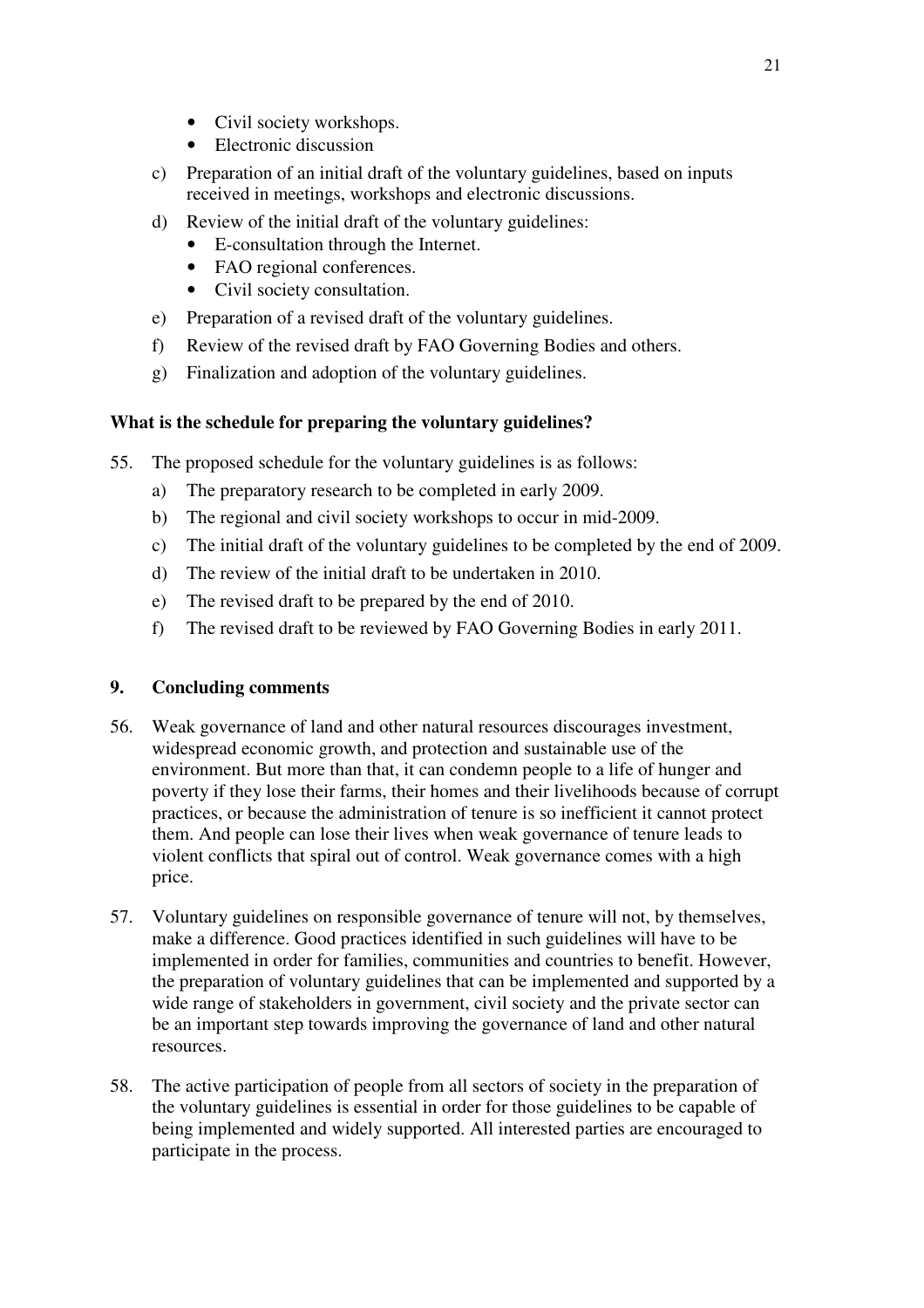- Civil society workshops.
- Electronic discussion

c) Preparation of an initial draft of the voluntary guidelines, based on inputs received in meetings, workshops and electronic discussions.

d) Review of the initial draft of the voluntary guidelines:
   - E-consultation through the Internet.
   - FAO regional conferences.
   - Civil society consultation.

e) Preparation of a revised draft of the voluntary guidelines.

f) Review of the revised draft by FAO Governing Bodies and others.

g) Finalization and adoption of the voluntary guidelines.

**What is the schedule for preparing the voluntary guidelines?**

55. The proposed schedule for the voluntary guidelines is as follows:

   a) The preparatory research to be completed in early 2009.
   
   b) The regional and civil society workshops to occur in mid-2009.
   
   c) The initial draft of the voluntary guidelines to be completed by the end of 2009.
   
   d) The review of the initial draft to be undertaken in 2010.
   
   e) The revised draft to be prepared by the end of 2010.
   
   f) The revised draft to be reviewed by FAO Governing Bodies in early 2011.

## 9. Concluding comments

56. Weak governance of land and other natural resources discourages investment, widespread economic growth, and protection and sustainable use of the environment. But more than that, it can condemn people to a life of hunger and poverty if they lose their farms, their homes and their livelihoods because of corrupt practices, or because the administration of tenure is so inefficient it cannot protect them. And people can lose their lives when weak governance of tenure leads to violent conflicts that spiral out of control. Weak governance comes with a high price.

57. Voluntary guidelines on responsible governance of tenure will not, by themselves, make a difference. Good practices identified in such guidelines will have to be implemented in order for families, communities and countries to benefit. However, the preparation of voluntary guidelines that can be implemented and supported by a wide range of stakeholders in government, civil society and the private sector can be an important step towards improving the governance of land and other natural resources.

58. The active participation of people from all sectors of society in the preparation of the voluntary guidelines is essential in order for those guidelines to be capable of being implemented and widely supported. All interested parties are encouraged to participate in the process.